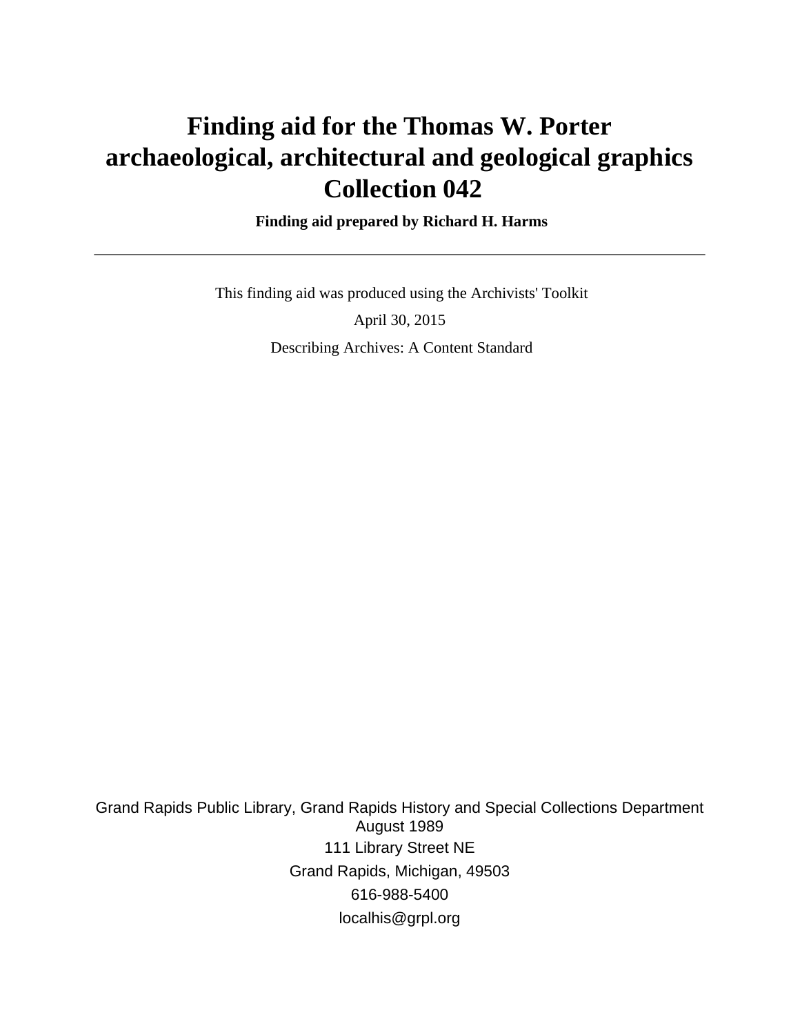# Finding aid for the Thomas W. Porter archaeological, architectural and geological graphics Collection 042

**Finding aid prepared by Richard H. Harms**

---

This finding aid was produced using the Archivists' Toolkit

April 30, 2015

Describing Archives: A Content Standard

Grand Rapids Public Library, Grand Rapids History and Special Collections Department
August 1989
111 Library Street NE
Grand Rapids, Michigan, 49503
616-988-5400
localhis@grpl.org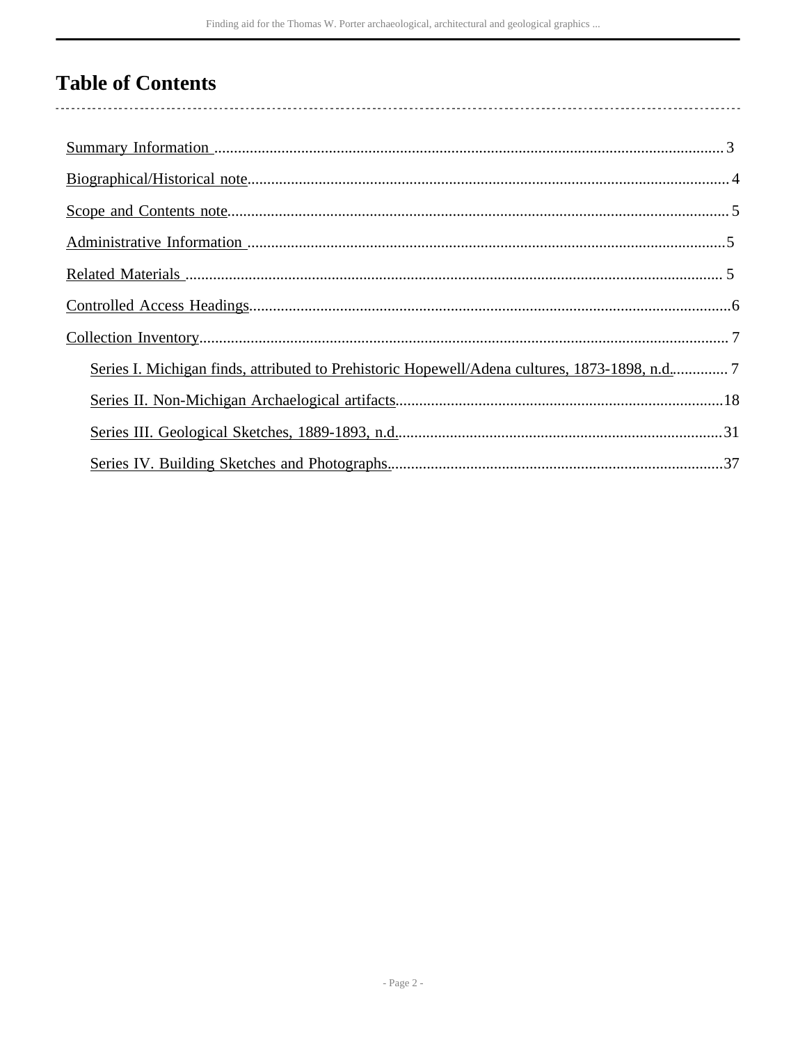# Table of Contents

- Summary Information ........ 3
- Biographical/Historical note ........ 4
- Scope and Contents note ........ 5
- Administrative Information ........ 5
- Related Materials ........ 5
- Controlled Access Headings ........ 6
- Collection Inventory ........ 7
  - Series I. Michigan finds, attributed to Prehistoric Hopewell/Adena cultures, 1873-1898, n.d. ........ 7
  - Series II. Non-Michigan Archaelogical artifacts ........ 18
  - Series III. Geological Sketches, 1889-1893, n.d. ........ 31
  - Series IV. Building Sketches and Photographs. ........ 37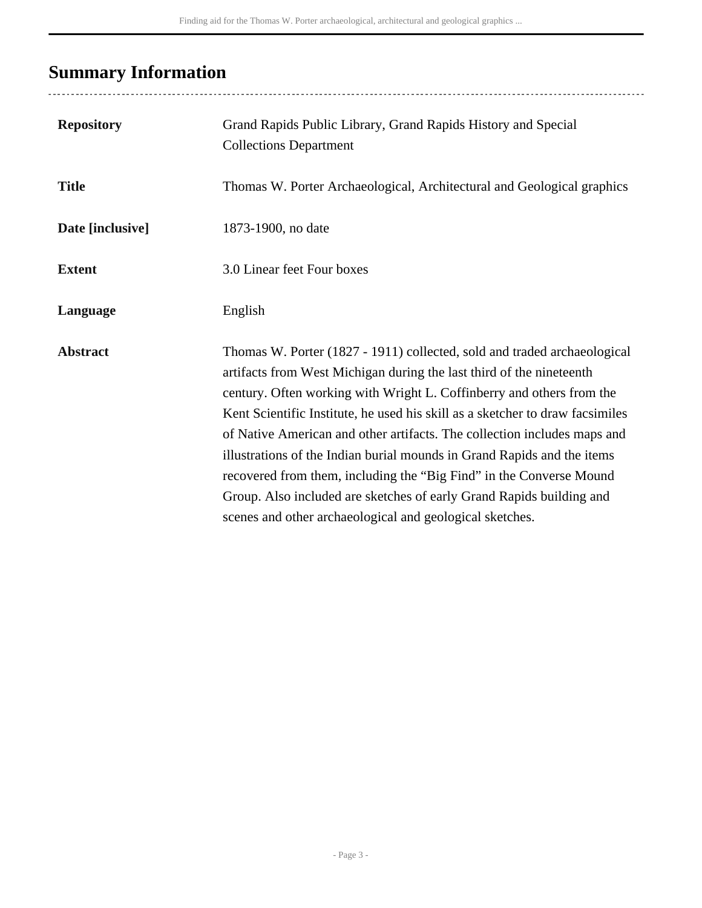## Summary Information

| | |
|---|---|
| **Repository** | Grand Rapids Public Library, Grand Rapids History and Special Collections Department |
| **Title** | Thomas W. Porter Archaeological, Architectural and Geological graphics |
| **Date [inclusive]** | 1873-1900, no date |
| **Extent** | 3.0 Linear feet Four boxes |
| **Language** | English |
| **Abstract** | Thomas W. Porter (1827 - 1911) collected, sold and traded archaeological artifacts from West Michigan during the last third of the nineteenth century. Often working with Wright L. Coffinberry and others from the Kent Scientific Institute, he used his skill as a sketcher to draw facsimiles of Native American and other artifacts. The collection includes maps and illustrations of the Indian burial mounds in Grand Rapids and the items recovered from them, including the "Big Find" in the Converse Mound Group. Also included are sketches of early Grand Rapids building and scenes and other archaeological and geological sketches. |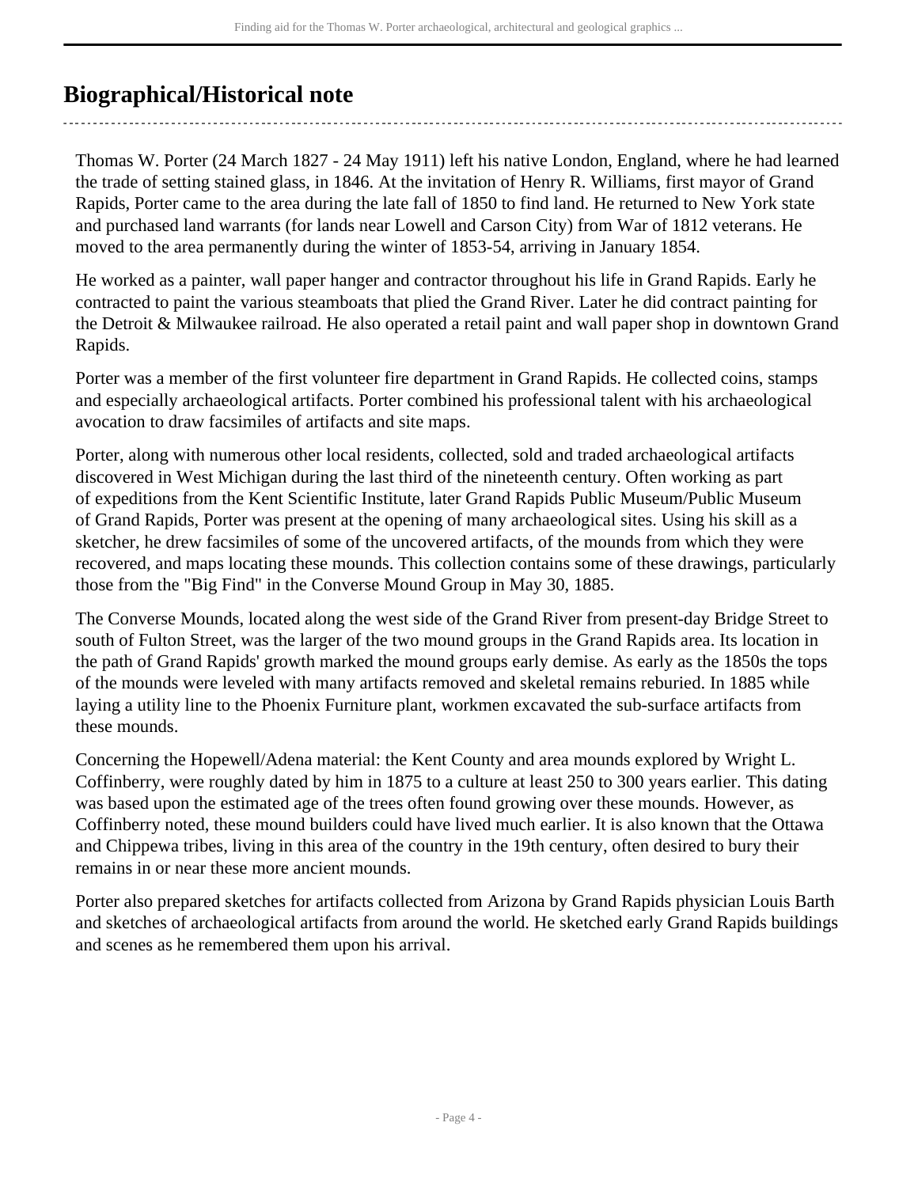## Biographical/Historical note

Thomas W. Porter (24 March 1827 - 24 May 1911) left his native London, England, where he had learned the trade of setting stained glass, in 1846. At the invitation of Henry R. Williams, first mayor of Grand Rapids, Porter came to the area during the late fall of 1850 to find land. He returned to New York state and purchased land warrants (for lands near Lowell and Carson City) from War of 1812 veterans. He moved to the area permanently during the winter of 1853-54, arriving in January 1854.

He worked as a painter, wall paper hanger and contractor throughout his life in Grand Rapids. Early he contracted to paint the various steamboats that plied the Grand River. Later he did contract painting for the Detroit & Milwaukee railroad. He also operated a retail paint and wall paper shop in downtown Grand Rapids.

Porter was a member of the first volunteer fire department in Grand Rapids. He collected coins, stamps and especially archaeological artifacts. Porter combined his professional talent with his archaeological avocation to draw facsimiles of artifacts and site maps.

Porter, along with numerous other local residents, collected, sold and traded archaeological artifacts discovered in West Michigan during the last third of the nineteenth century. Often working as part of expeditions from the Kent Scientific Institute, later Grand Rapids Public Museum/Public Museum of Grand Rapids, Porter was present at the opening of many archaeological sites. Using his skill as a sketcher, he drew facsimiles of some of the uncovered artifacts, of the mounds from which they were recovered, and maps locating these mounds. This collection contains some of these drawings, particularly those from the "Big Find" in the Converse Mound Group in May 30, 1885.

The Converse Mounds, located along the west side of the Grand River from present-day Bridge Street to south of Fulton Street, was the larger of the two mound groups in the Grand Rapids area. Its location in the path of Grand Rapids' growth marked the mound groups early demise. As early as the 1850s the tops of the mounds were leveled with many artifacts removed and skeletal remains reburied. In 1885 while laying a utility line to the Phoenix Furniture plant, workmen excavated the sub-surface artifacts from these mounds.

Concerning the Hopewell/Adena material: the Kent County and area mounds explored by Wright L. Coffinberry, were roughly dated by him in 1875 to a culture at least 250 to 300 years earlier. This dating was based upon the estimated age of the trees often found growing over these mounds. However, as Coffinberry noted, these mound builders could have lived much earlier. It is also known that the Ottawa and Chippewa tribes, living in this area of the country in the 19th century, often desired to bury their remains in or near these more ancient mounds.

Porter also prepared sketches for artifacts collected from Arizona by Grand Rapids physician Louis Barth and sketches of archaeological artifacts from around the world. He sketched early Grand Rapids buildings and scenes as he remembered them upon his arrival.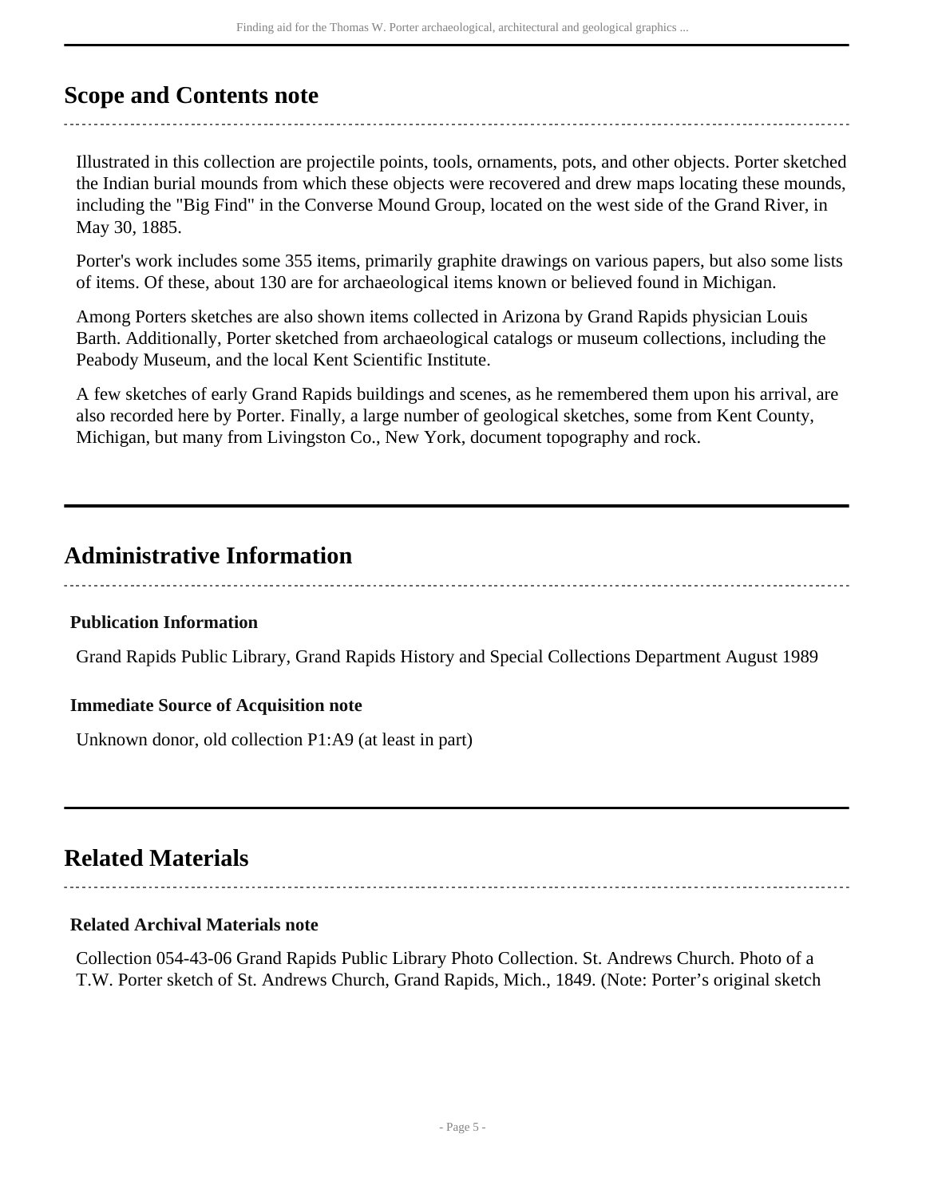## Scope and Contents note

Illustrated in this collection are projectile points, tools, ornaments, pots, and other objects. Porter sketched the Indian burial mounds from which these objects were recovered and drew maps locating these mounds, including the "Big Find" in the Converse Mound Group, located on the west side of the Grand River, in May 30, 1885.

Porter's work includes some 355 items, primarily graphite drawings on various papers, but also some lists of items. Of these, about 130 are for archaeological items known or believed found in Michigan.

Among Porters sketches are also shown items collected in Arizona by Grand Rapids physician Louis Barth. Additionally, Porter sketched from archaeological catalogs or museum collections, including the Peabody Museum, and the local Kent Scientific Institute.

A few sketches of early Grand Rapids buildings and scenes, as he remembered them upon his arrival, are also recorded here by Porter. Finally, a large number of geological sketches, some from Kent County, Michigan, but many from Livingston Co., New York, document topography and rock.

## Administrative Information

### Publication Information

Grand Rapids Public Library, Grand Rapids History and Special Collections Department August 1989

### Immediate Source of Acquisition note

Unknown donor, old collection P1:A9 (at least in part)

## Related Materials

### Related Archival Materials note

Collection 054-43-06 Grand Rapids Public Library Photo Collection. St. Andrews Church. Photo of a T.W. Porter sketch of St. Andrews Church, Grand Rapids, Mich., 1849. (Note: Porter’s original sketch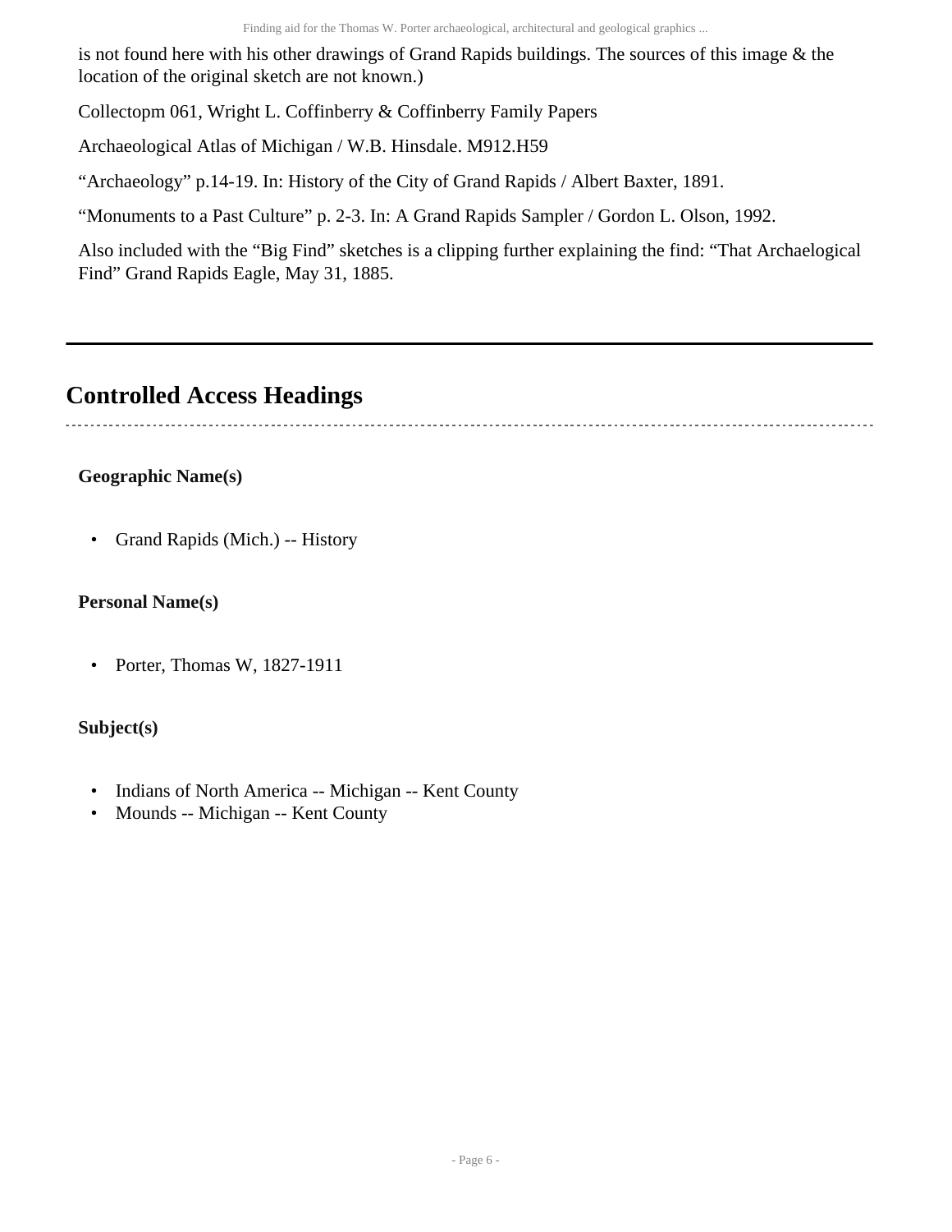is not found here with his other drawings of Grand Rapids buildings. The sources of this image & the location of the original sketch are not known.)

Collectopm 061, Wright L. Coffinberry & Coffinberry Family Papers

Archaeological Atlas of Michigan / W.B. Hinsdale. M912.H59

“Archaeology” p.14-19. In: History of the City of Grand Rapids / Albert Baxter, 1891.

“Monuments to a Past Culture” p. 2-3. In: A Grand Rapids Sampler / Gordon L. Olson, 1992.

Also included with the “Big Find” sketches is a clipping further explaining the find: “That Archaelogical Find” Grand Rapids Eagle, May 31, 1885.

---

## Controlled Access Headings

**Geographic Name(s)**

- Grand Rapids (Mich.) -- History

**Personal Name(s)**

- Porter, Thomas W, 1827-1911

**Subject(s)**

- Indians of North America -- Michigan -- Kent County
- Mounds -- Michigan -- Kent County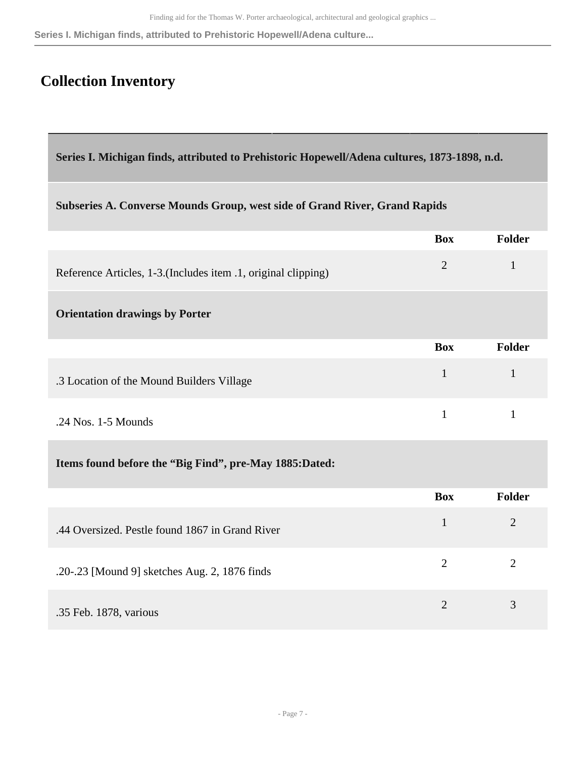## Collection Inventory

### Series I. Michigan finds, attributed to Prehistoric Hopewell/Adena cultures, 1873-1898, n.d.

#### Subseries A. Converse Mounds Group, west side of Grand River, Grand Rapids

| | Box | Folder |
|---|---|---|
| Reference Articles, 1-3.(Includes item .1, original clipping) | 2 | 1 |

**Orientation drawings by Porter**

| | Box | Folder |
|---|---|---|
| .3 Location of the Mound Builders Village | 1 | 1 |
| .24 Nos. 1-5 Mounds | 1 | 1 |

**Items found before the “Big Find”, pre-May 1885:Dated:**

| | Box | Folder |
|---|---|---|
| .44 Oversized. Pestle found 1867 in Grand River | 1 | 2 |
| .20-.23 [Mound 9] sketches Aug. 2, 1876 finds | 2 | 2 |
| .35 Feb. 1878, various | 2 | 3 |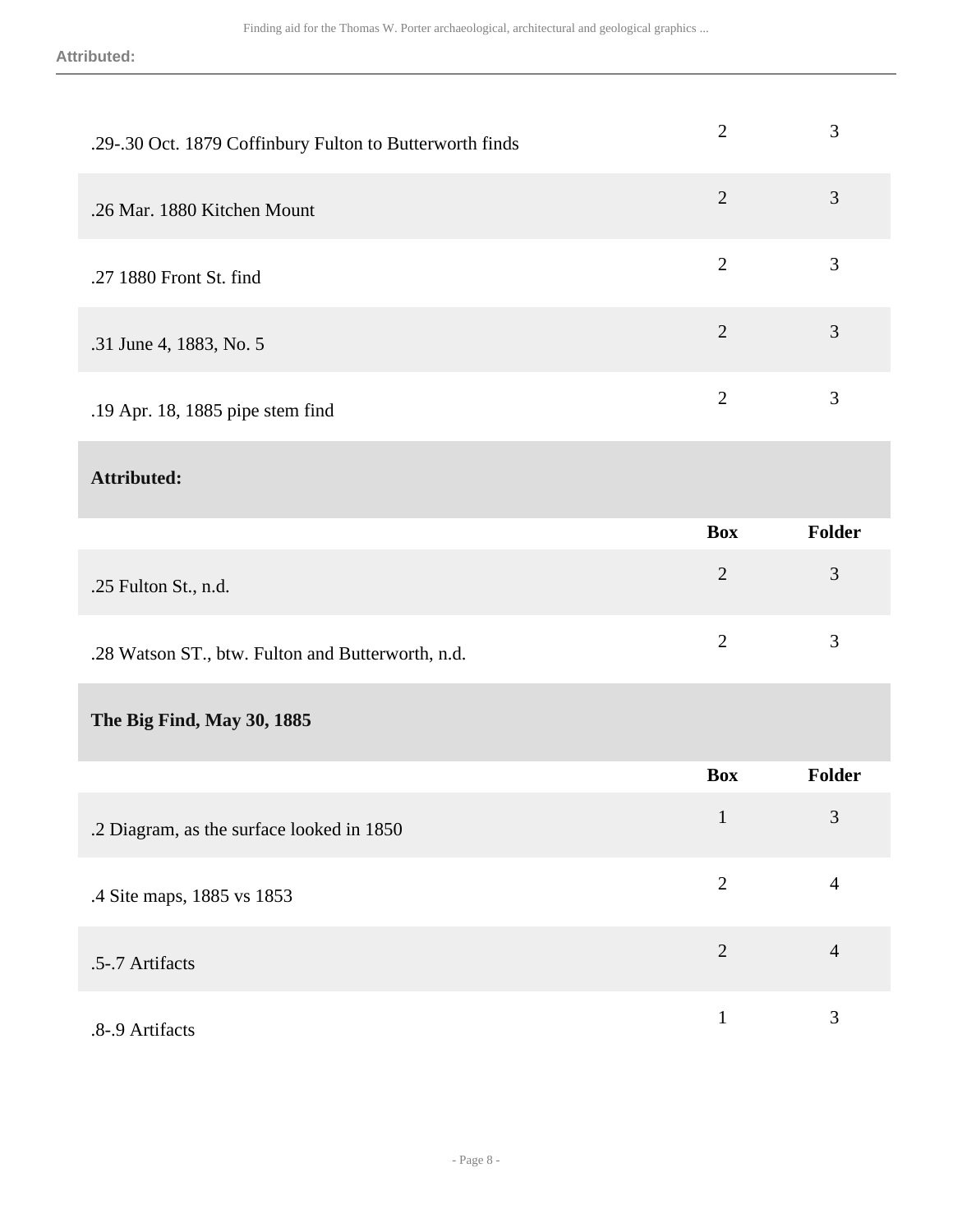| | Box | Folder |
|---|---|---|
| .29-.30 Oct. 1879 Coffinbury Fulton to Butterworth finds | 2 | 3 |
| .26 Mar. 1880 Kitchen Mount | 2 | 3 |
| .27 1880 Front St. find | 2 | 3 |
| .31 June 4, 1883, No. 5 | 2 | 3 |
| .19 Apr. 18, 1885 pipe stem find | 2 | 3 |

**Attributed:**

| | Box | Folder |
|---|---|---|
| .25 Fulton St., n.d. | 2 | 3 |
| .28 Watson ST., btw. Fulton and Butterworth, n.d. | 2 | 3 |

**The Big Find, May 30, 1885**

| | Box | Folder |
|---|---|---|
| .2 Diagram, as the surface looked in 1850 | 1 | 3 |
| .4 Site maps, 1885 vs 1853 | 2 | 4 |
| .5-.7 Artifacts | 2 | 4 |
| .8-.9 Artifacts | 1 | 3 |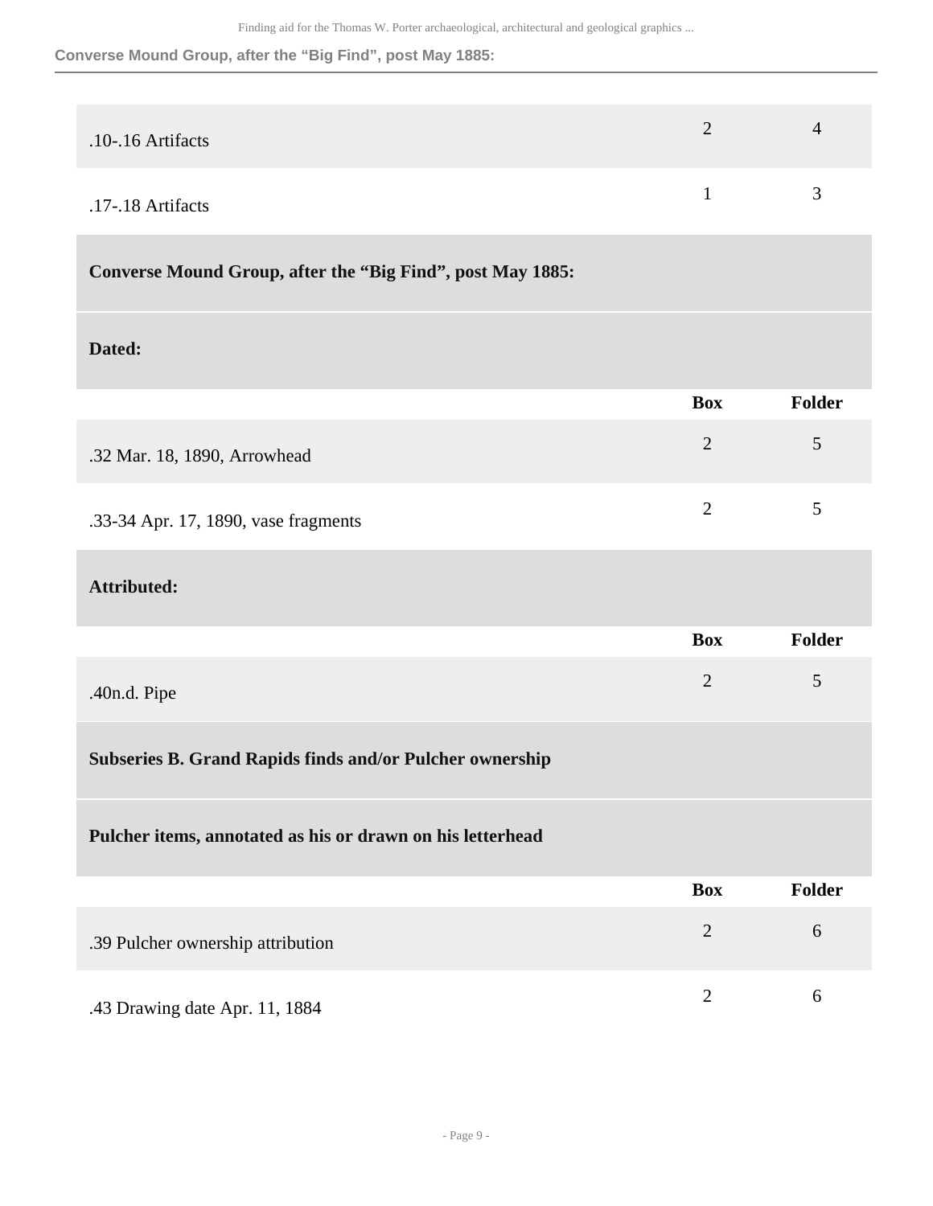| | Box | Folder |
|---|---|---|
| .10-.16 Artifacts | 2 | 4 |
| .17-.18 Artifacts | 1 | 3 |

**Converse Mound Group, after the "Big Find", post May 1885:**

**Dated:**

| | Box | Folder |
|---|---|---|
| .32 Mar. 18, 1890, Arrowhead | 2 | 5 |
| .33-34 Apr. 17, 1890, vase fragments | 2 | 5 |

**Attributed:**

| | Box | Folder |
|---|---|---|
| .40n.d. Pipe | 2 | 5 |

**Subseries B. Grand Rapids finds and/or Pulcher ownership**

**Pulcher items, annotated as his or drawn on his letterhead**

| | Box | Folder |
|---|---|---|
| .39 Pulcher ownership attribution | 2 | 6 |
| .43 Drawing date Apr. 11, 1884 | 2 | 6 |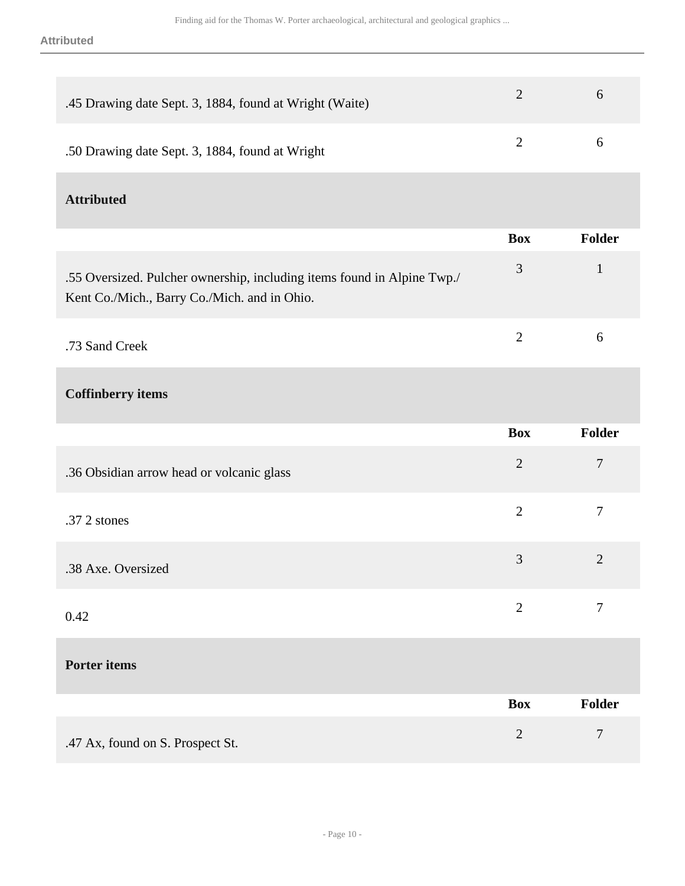| | Box | Folder |
|---|---|---|
| .45 Drawing date Sept. 3, 1884, found at Wright (Waite) | 2 | 6 |
| .50 Drawing date Sept. 3, 1884, found at Wright | 2 | 6 |

### Attributed

| | Box | Folder |
|---|---|---|
| .55 Oversized. Pulcher ownership, including items found in Alpine Twp./ Kent Co./Mich., Barry Co./Mich. and in Ohio. | 3 | 1 |
| .73 Sand Creek | 2 | 6 |

### Coffinberry items

| | Box | Folder |
|---|---|---|
| .36 Obsidian arrow head or volcanic glass | 2 | 7 |
| .37 2 stones | 2 | 7 |
| .38 Axe. Oversized | 3 | 2 |
| 0.42 | 2 | 7 |

### Porter items

| | Box | Folder |
|---|---|---|
| .47 Ax, found on S. Prospect St. | 2 | 7 |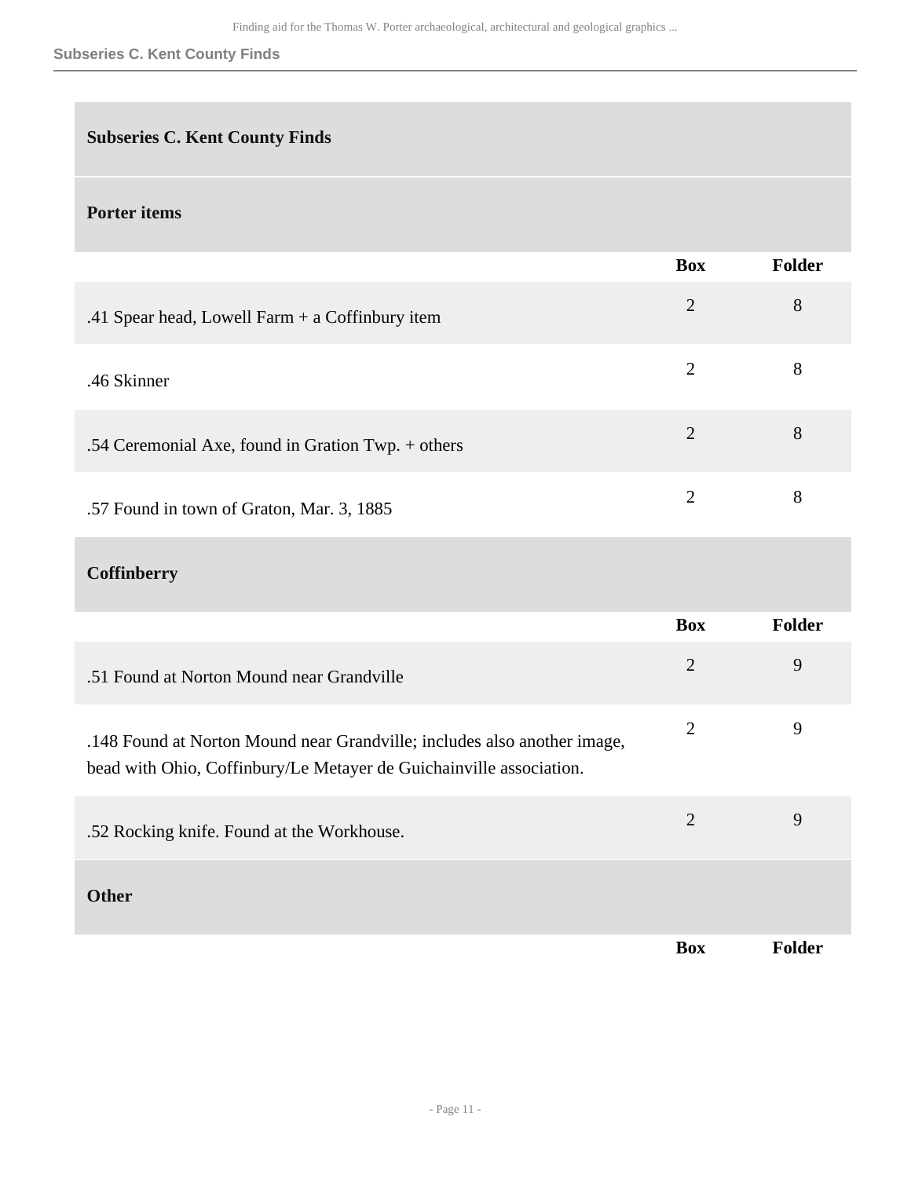## Subseries C. Kent County Finds

### Porter items

| | Box | Folder |
|---|---|---|
| .41 Spear head, Lowell Farm + a Coffinbury item | 2 | 8 |
| .46 Skinner | 2 | 8 |
| .54 Ceremonial Axe, found in Gration Twp. + others | 2 | 8 |
| .57 Found in town of Graton, Mar. 3, 1885 | 2 | 8 |

### Coffinberry

| | Box | Folder |
|---|---|---|
| .51 Found at Norton Mound near Grandville | 2 | 9 |
| .148 Found at Norton Mound near Grandville; includes also another image, bead with Ohio, Coffinbury/Le Metayer de Guichainville association. | 2 | 9 |
| .52 Rocking knife. Found at the Workhouse. | 2 | 9 |

### Other

| | Box | Folder |
|---|---|---|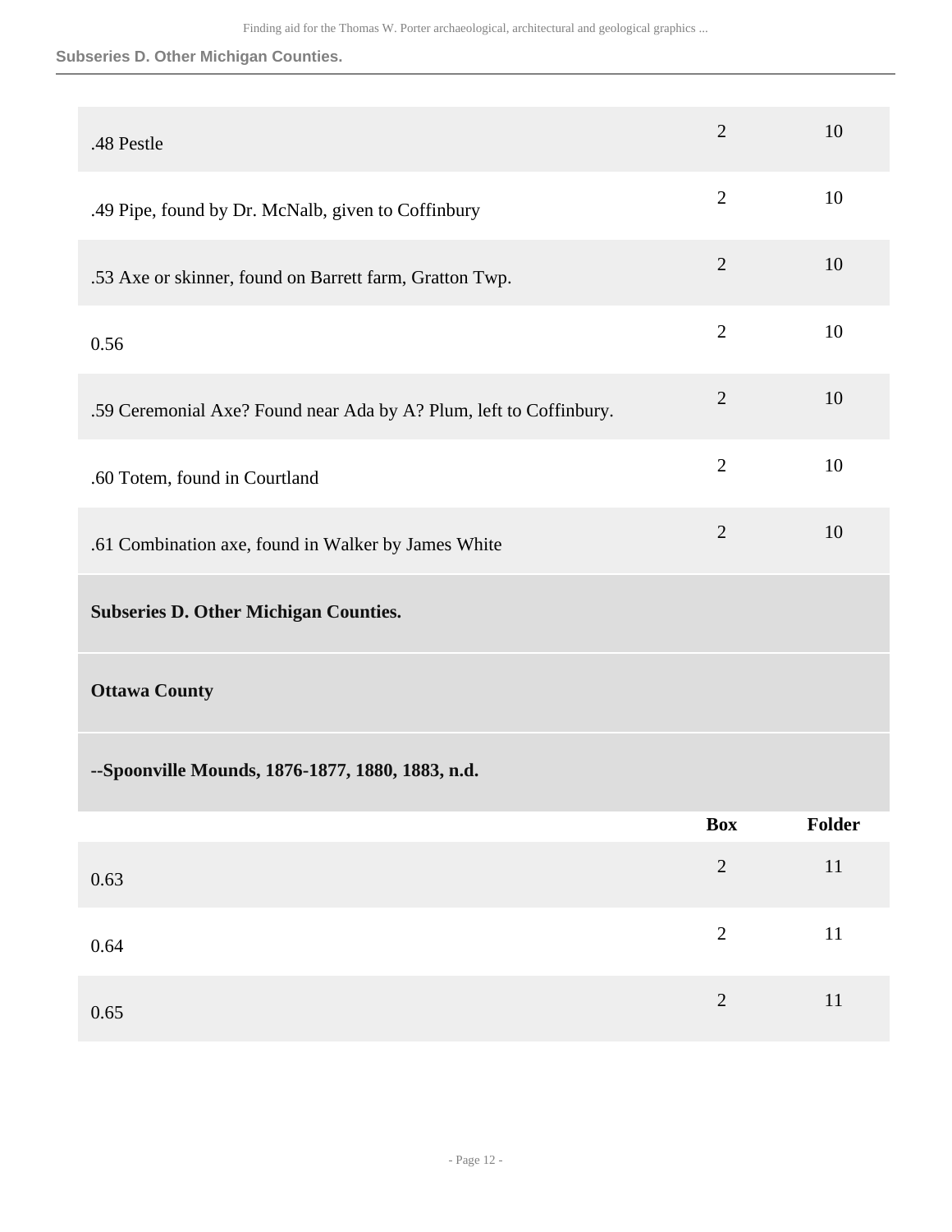| | Box | Folder |
|---|---|---|
| .48 Pestle | 2 | 10 |
| .49 Pipe, found by Dr. McNalb, given to Coffinbury | 2 | 10 |
| .53 Axe or skinner, found on Barrett farm, Gratton Twp. | 2 | 10 |
| 0.56 | 2 | 10 |
| .59 Ceremonial Axe? Found near Ada by A? Plum, left to Coffinbury. | 2 | 10 |
| .60 Totem, found in Courtland | 2 | 10 |
| .61 Combination axe, found in Walker by James White | 2 | 10 |

**Subseries D. Other Michigan Counties.**

**Ottawa County**

**--Spoonville Mounds, 1876-1877, 1880, 1883, n.d.**

| | Box | Folder |
|---|---|---|
| 0.63 | 2 | 11 |
| 0.64 | 2 | 11 |
| 0.65 | 2 | 11 |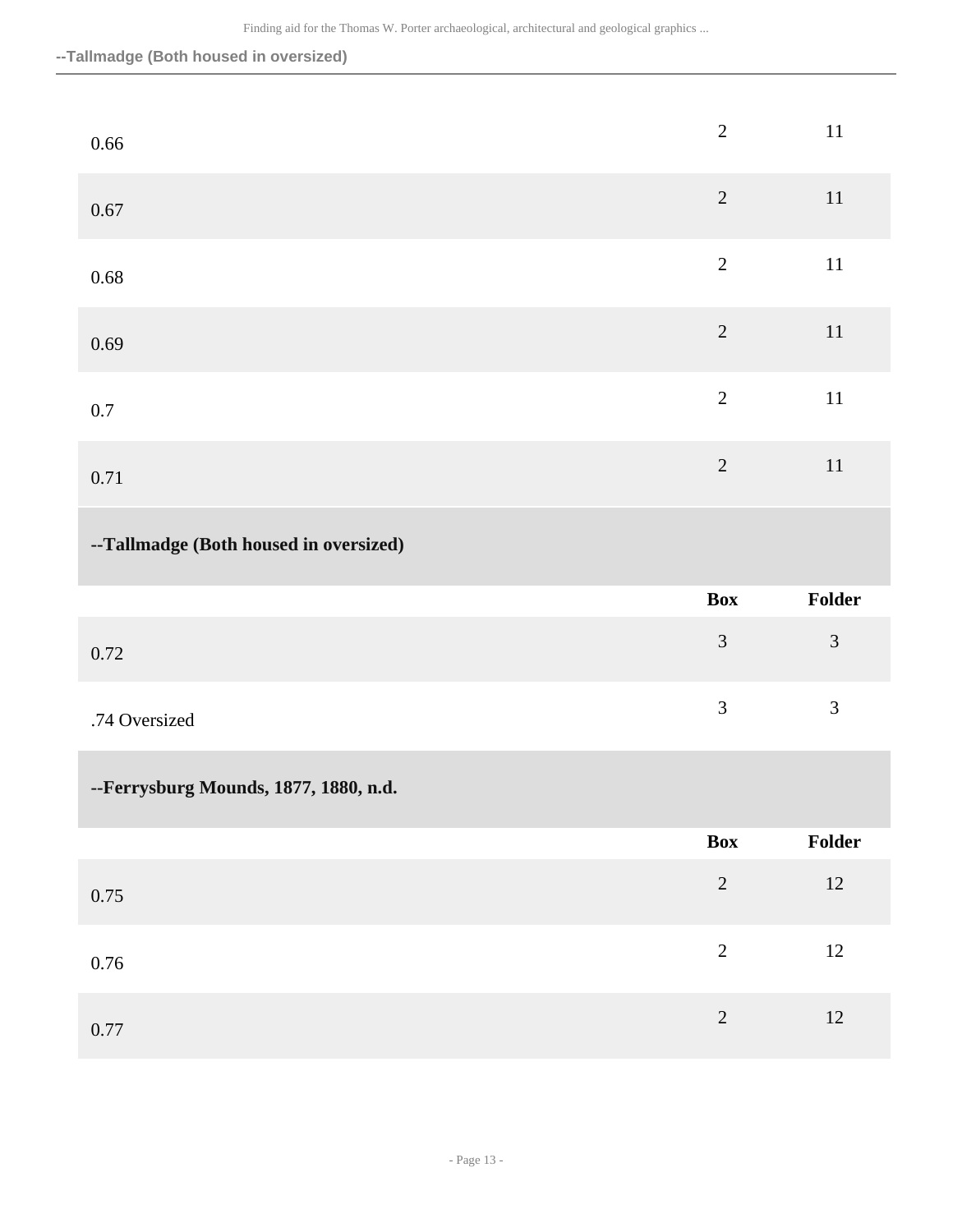| | Box | Folder |
|---|---|---|
| 0.66 | 2 | 11 |
| 0.67 | 2 | 11 |
| 0.68 | 2 | 11 |
| 0.69 | 2 | 11 |
| 0.7 | 2 | 11 |
| 0.71 | 2 | 11 |

**--Tallmadge (Both housed in oversized)**

| | Box | Folder |
|---|---|---|
| 0.72 | 3 | 3 |
| .74 Oversized | 3 | 3 |

**--Ferrysburg Mounds, 1877, 1880, n.d.**

| | Box | Folder |
|---|---|---|
| 0.75 | 2 | 12 |
| 0.76 | 2 | 12 |
| 0.77 | 2 | 12 |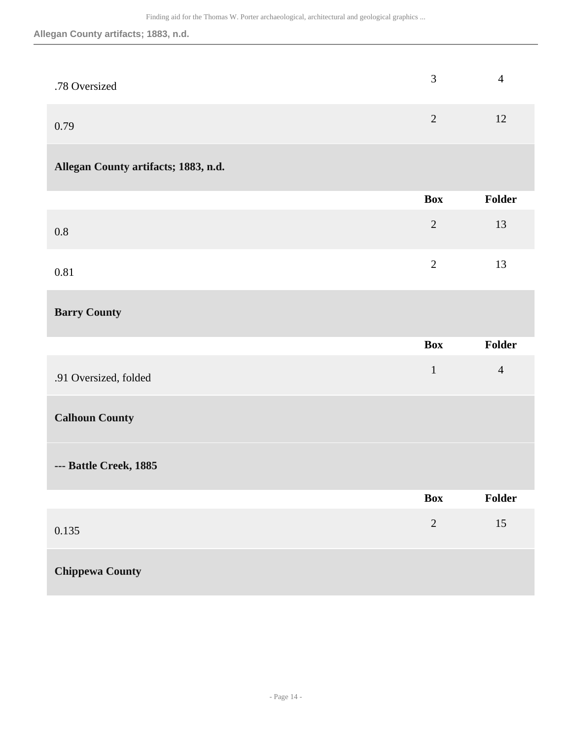| | Box | Folder |
|---|---|---|
| .78 Oversized | 3 | 4 |
| 0.79 | 2 | 12 |

**Allegan County artifacts; 1883, n.d.**

| | Box | Folder |
|---|---|---|
| 0.8 | 2 | 13 |
| 0.81 | 2 | 13 |

**Barry County**

| | Box | Folder |
|---|---|---|
| .91 Oversized, folded | 1 | 4 |

**Calhoun County**

**--- Battle Creek, 1885**

| | Box | Folder |
|---|---|---|
| 0.135 | 2 | 15 |

**Chippewa County**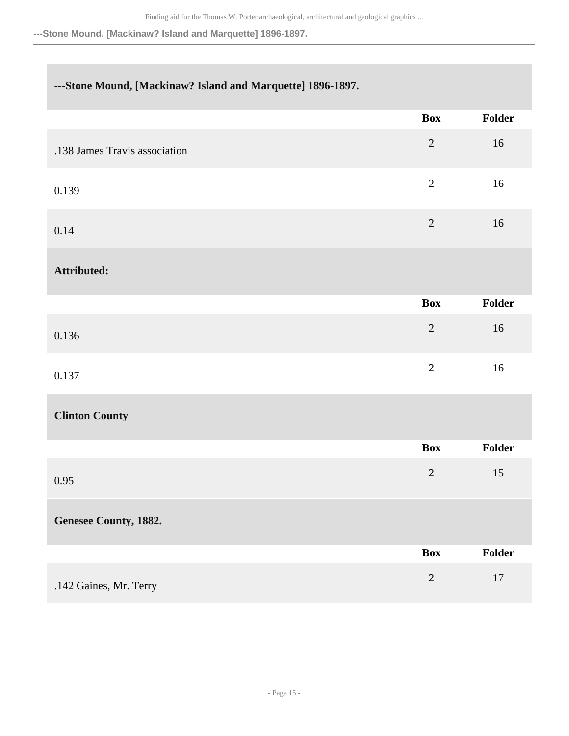### ---Stone Mound, [Mackinaw? Island and Marquette] 1896-1897.

| | Box | Folder |
|---|---|---|
| .138 James Travis association | 2 | 16 |
| 0.139 | 2 | 16 |
| 0.14 | 2 | 16 |

### Attributed:

| | Box | Folder |
|---|---|---|
| 0.136 | 2 | 16 |
| 0.137 | 2 | 16 |

### Clinton County

| | Box | Folder |
|---|---|---|
| 0.95 | 2 | 15 |

### Genesee County, 1882.

| | Box | Folder |
|---|---|---|
| .142 Gaines, Mr. Terry | 2 | 17 |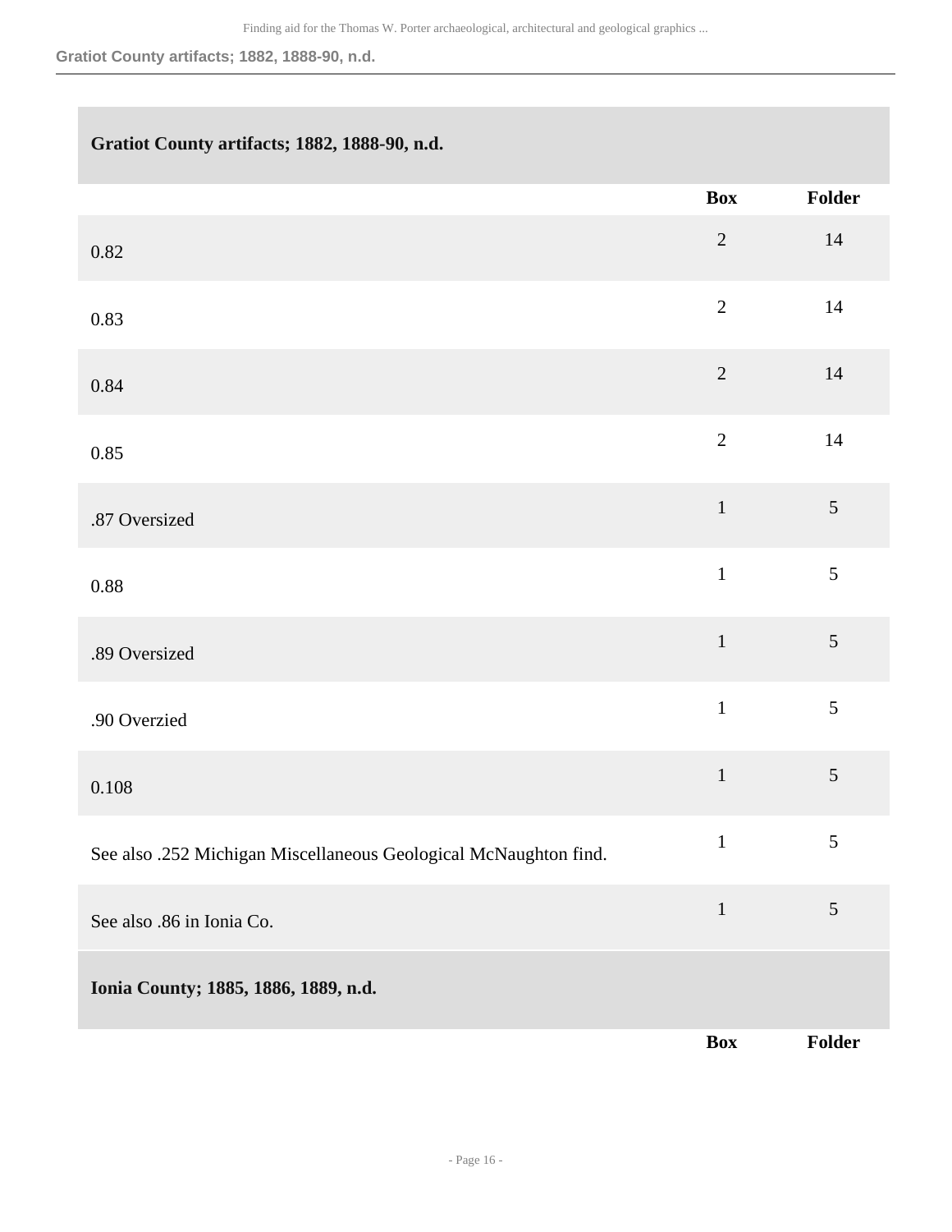## Gratiot County artifacts; 1882, 1888-90, n.d.

| | Box | Folder |
|---|---|---|
| 0.82 | 2 | 14 |
| 0.83 | 2 | 14 |
| 0.84 | 2 | 14 |
| 0.85 | 2 | 14 |
| .87 Oversized | 1 | 5 |
| 0.88 | 1 | 5 |
| .89 Oversized | 1 | 5 |
| .90 Overzied | 1 | 5 |
| 0.108 | 1 | 5 |
| See also .252 Michigan Miscellaneous Geological McNaughton find. | 1 | 5 |
| See also .86 in Ionia Co. | 1 | 5 |

## Ionia County; 1885, 1886, 1889, n.d.

| | Box | Folder |
|---|---|---|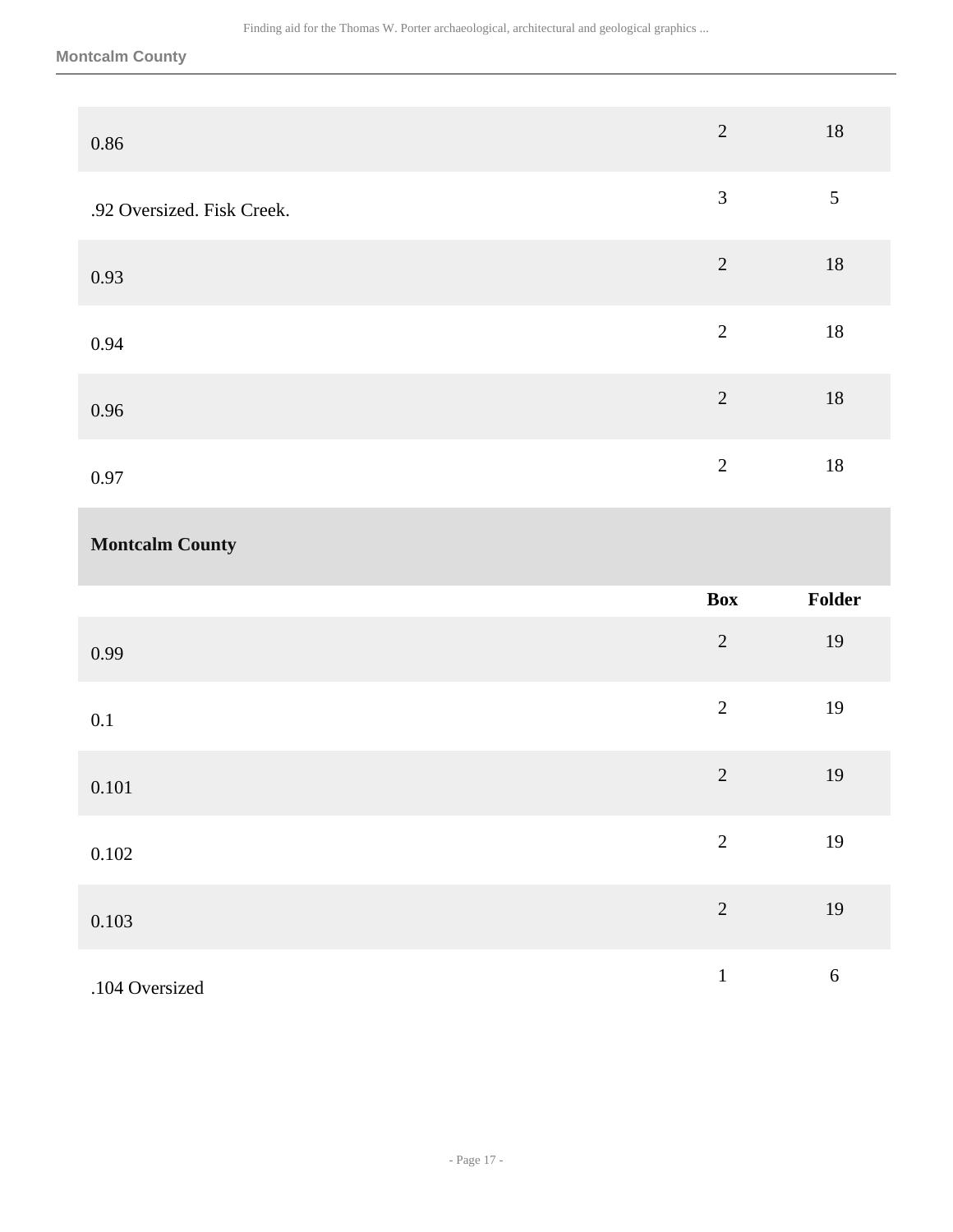| | Box | Folder |
|---|---|---|
| 0.86 | 2 | 18 |
| .92 Oversized. Fisk Creek. | 3 | 5 |
| 0.93 | 2 | 18 |
| 0.94 | 2 | 18 |
| 0.96 | 2 | 18 |
| 0.97 | 2 | 18 |

### Montcalm County

| | Box | Folder |
|---|---|---|
| 0.99 | 2 | 19 |
| 0.1 | 2 | 19 |
| 0.101 | 2 | 19 |
| 0.102 | 2 | 19 |
| 0.103 | 2 | 19 |
| .104 Oversized | 1 | 6 |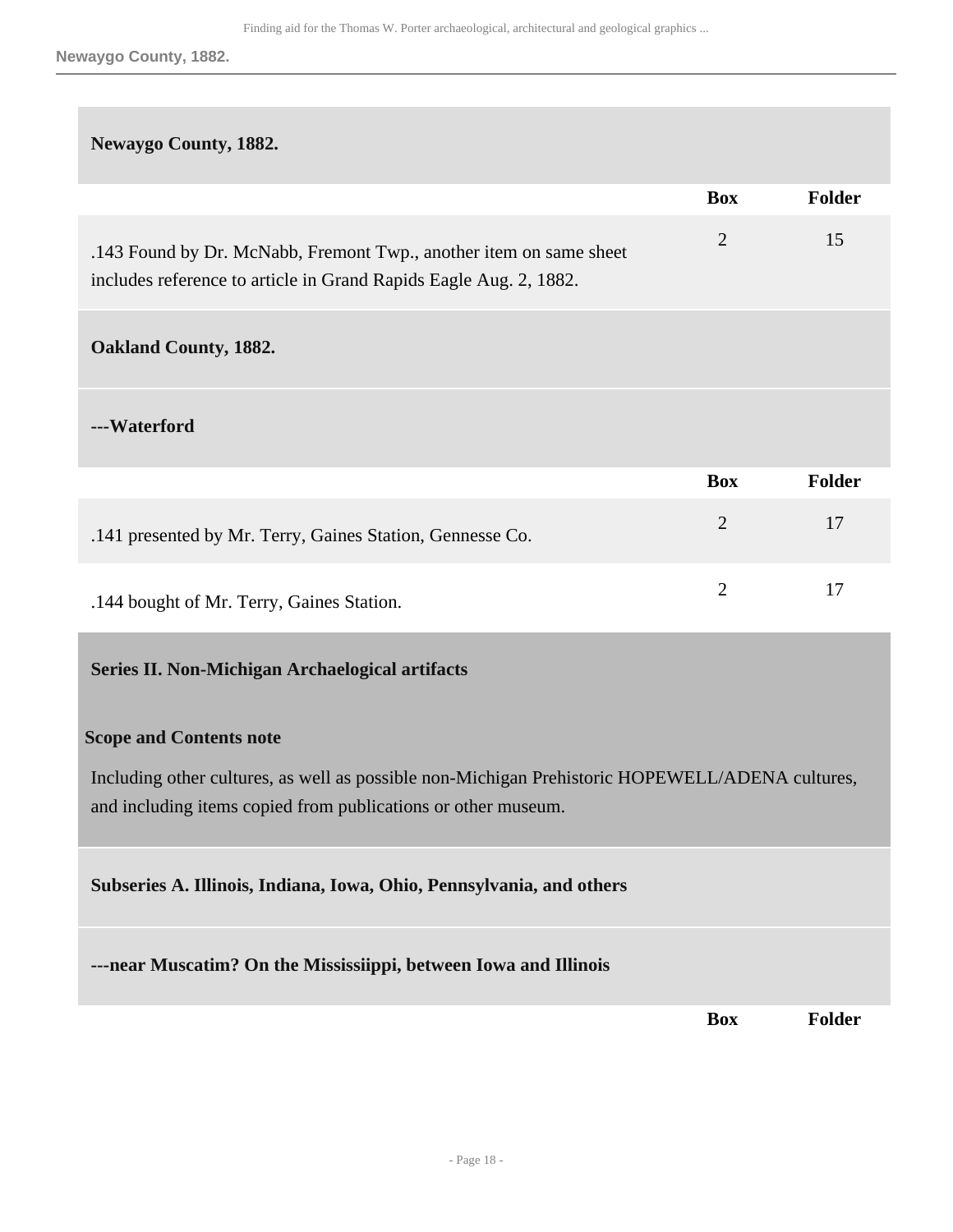### Newaygo County, 1882.

| | Box | Folder |
|---|---|---|
| .143 Found by Dr. McNabb, Fremont Twp., another item on same sheet includes reference to article in Grand Rapids Eagle Aug. 2, 1882. | 2 | 15 |

### Oakland County, 1882.

#### ---Waterford

| | Box | Folder |
|---|---|---|
| .141 presented by Mr. Terry, Gaines Station, Gennesse Co. | 2 | 17 |
| .144 bought of Mr. Terry, Gaines Station. | 2 | 17 |

## Series II. Non-Michigan Archaelogical artifacts

**Scope and Contents note**

Including other cultures, as well as possible non-Michigan Prehistoric HOPEWELL/ADENA cultures, and including items copied from publications or other museum.

### Subseries A. Illinois, Indiana, Iowa, Ohio, Pennsylvania, and others

#### ---near Muscatim? On the Mississiippi, between Iowa and Illinois

| | Box | Folder |
|---|---|---|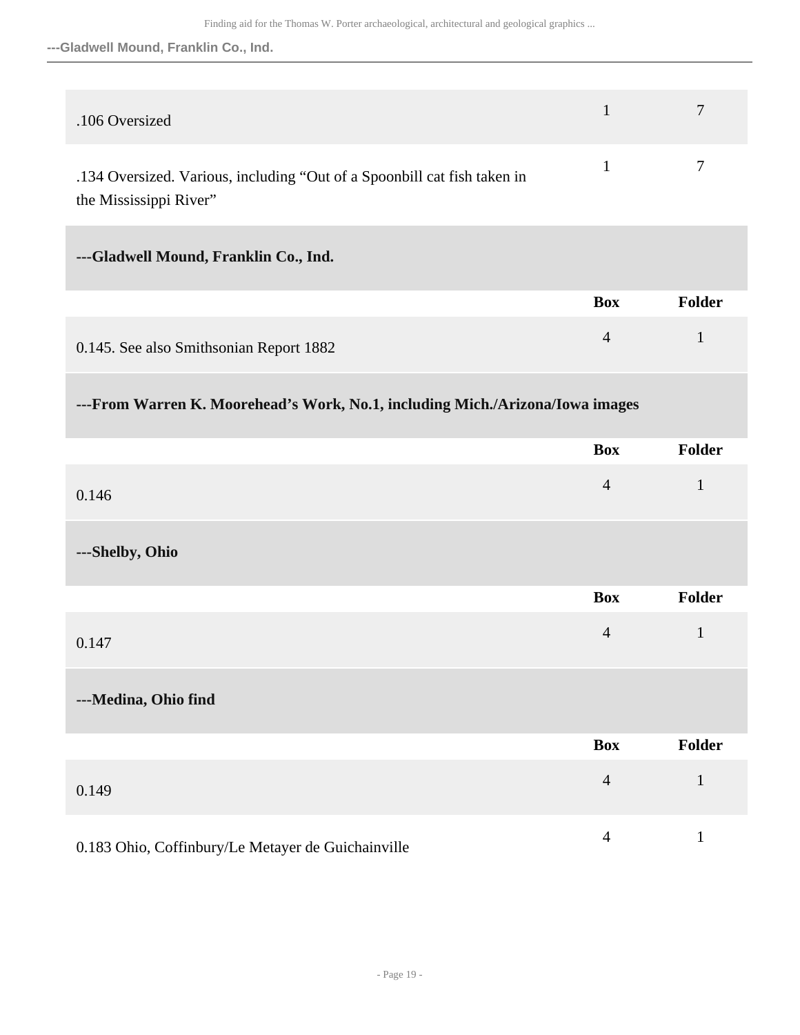| | Box | Folder |
|---|---|---|
| .106 Oversized | 1 | 7 |
| .134 Oversized. Various, including “Out of a Spoonbill cat fish taken in the Mississippi River” | 1 | 7 |

**---Gladwell Mound, Franklin Co., Ind.**

| | Box | Folder |
|---|---|---|
| 0.145. See also Smithsonian Report 1882 | 4 | 1 |

**---From Warren K. Moorehead’s Work, No.1, including Mich./Arizona/Iowa images**

| | Box | Folder |
|---|---|---|
| 0.146 | 4 | 1 |

**---Shelby, Ohio**

| | Box | Folder |
|---|---|---|
| 0.147 | 4 | 1 |

**---Medina, Ohio find**

| | Box | Folder |
|---|---|---|
| 0.149 | 4 | 1 |
| 0.183 Ohio, Coffinbury/Le Metayer de Guichainville | 4 | 1 |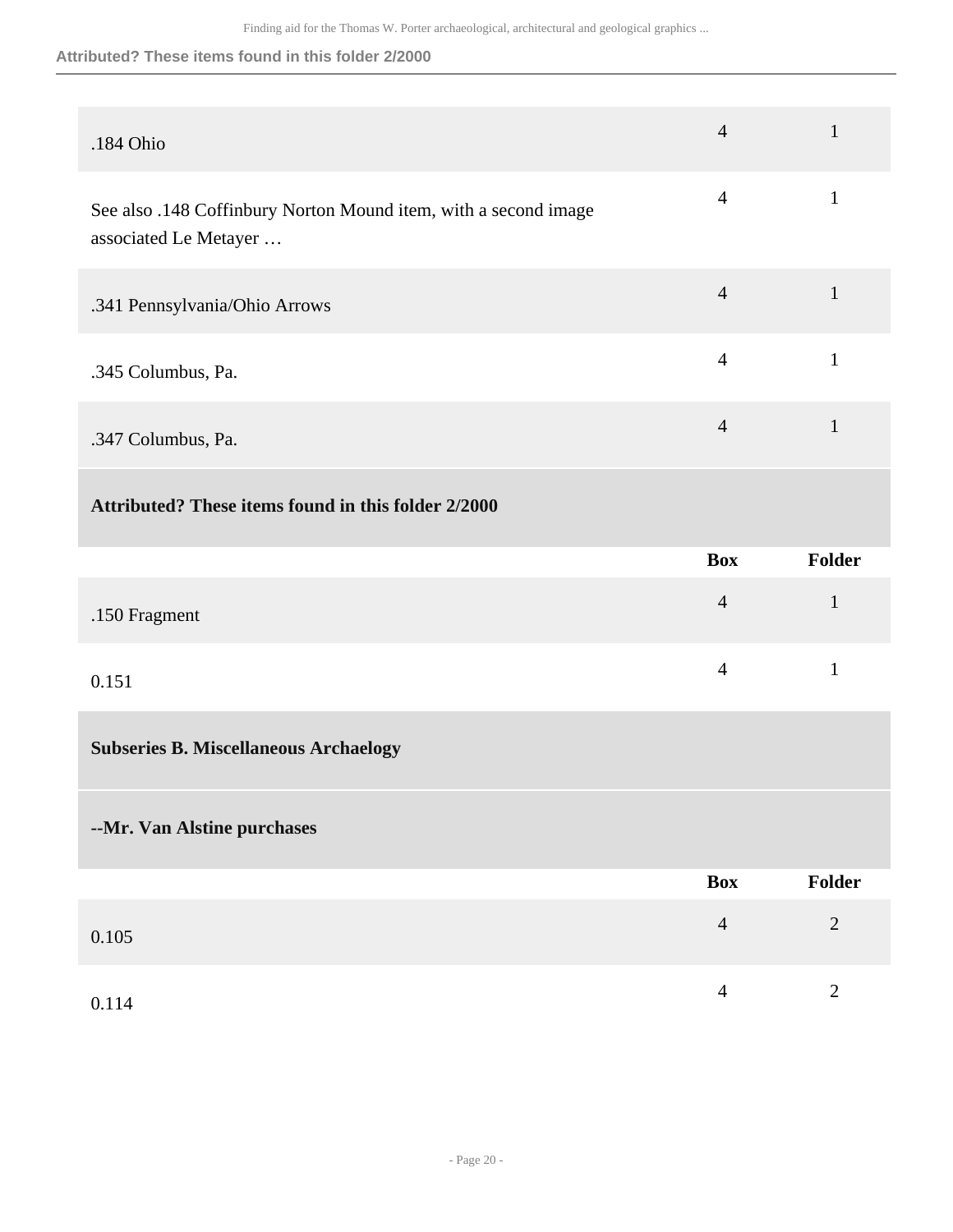| | Box | Folder |
|---|---|---|
| .184 Ohio | 4 | 1 |
| See also .148 Coffinbury Norton Mound item, with a second image associated Le Metayer … | 4 | 1 |
| .341 Pennsylvania/Ohio Arrows | 4 | 1 |
| .345 Columbus, Pa. | 4 | 1 |
| .347 Columbus, Pa. | 4 | 1 |

**Attributed? These items found in this folder 2/2000**

| | Box | Folder |
|---|---|---|
| .150 Fragment | 4 | 1 |
| 0.151 | 4 | 1 |

**Subseries B. Miscellaneous Archaelogy**

**--Mr. Van Alstine purchases**

| | Box | Folder |
|---|---|---|
| 0.105 | 4 | 2 |
| 0.114 | 4 | 2 |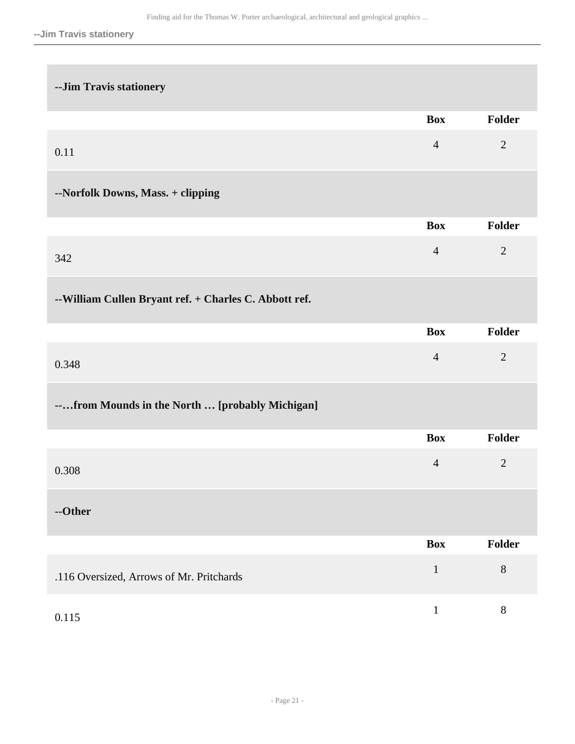**--Jim Travis stationery**

| | Box | Folder |
|---|---|---|
| 0.11 | 4 | 2 |

**--Norfolk Downs, Mass. + clipping**

| | Box | Folder |
|---|---|---|
| 342 | 4 | 2 |

**--William Cullen Bryant ref. + Charles C. Abbott ref.**

| | Box | Folder |
|---|---|---|
| 0.348 | 4 | 2 |

**--…from Mounds in the North … [probably Michigan]**

| | Box | Folder |
|---|---|---|
| 0.308 | 4 | 2 |

**--Other**

| | Box | Folder |
|---|---|---|
| .116 Oversized, Arrows of Mr. Pritchards | 1 | 8 |
| 0.115 | 1 | 8 |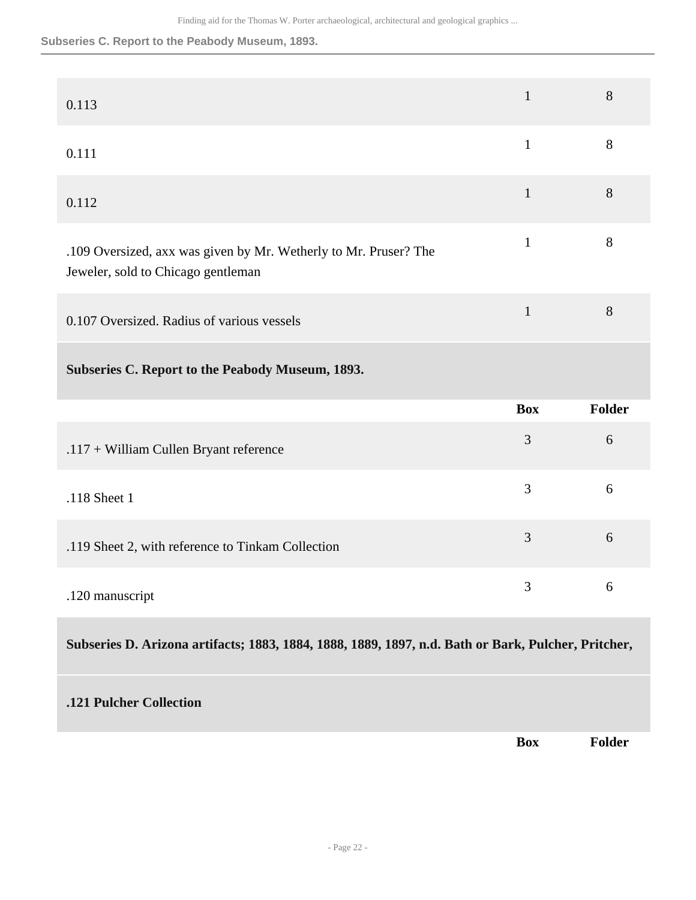| | | |
|---|---|---|
| 0.113 | 1 | 8 |
| 0.111 | 1 | 8 |
| 0.112 | 1 | 8 |
| .109 Oversized, axx was given by Mr. Wetherly to Mr. Pruser? The Jeweler, sold to Chicago gentleman | 1 | 8 |
| 0.107 Oversized. Radius of various vessels | 1 | 8 |

### Subseries C. Report to the Peabody Museum, 1893.

| | Box | Folder |
|---|---|---|
| .117 + William Cullen Bryant reference | 3 | 6 |
| .118 Sheet 1 | 3 | 6 |
| .119 Sheet 2, with reference to Tinkam Collection | 3 | 6 |
| .120 manuscript | 3 | 6 |

### Subseries D. Arizona artifacts; 1883, 1884, 1888, 1889, 1897, n.d. Bath or Bark, Pulcher, Pritcher,

#### .121 Pulcher Collection

| | Box | Folder |
|---|---|---|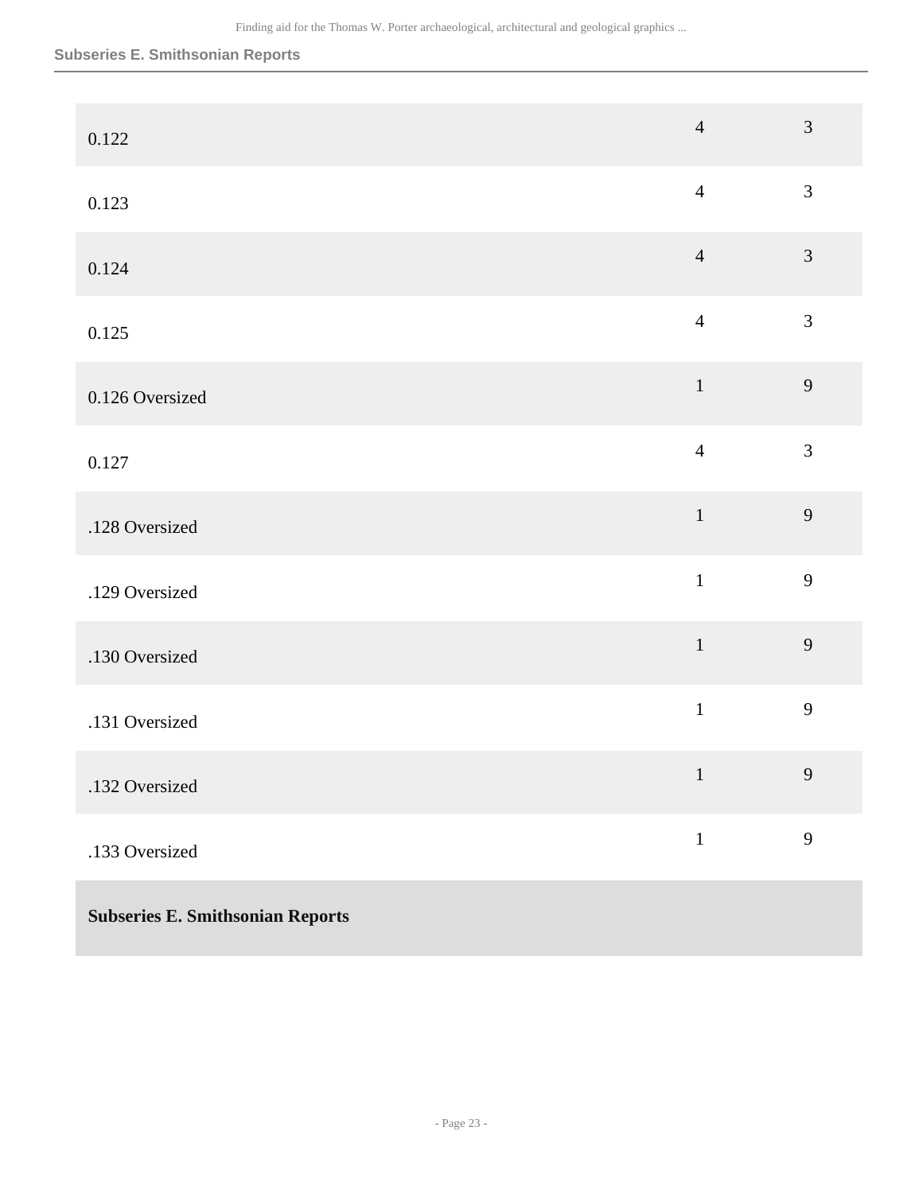| | | |
|---|---|---|
| 0.122 | 4 | 3 |
| 0.123 | 4 | 3 |
| 0.124 | 4 | 3 |
| 0.125 | 4 | 3 |
| 0.126 Oversized | 1 | 9 |
| 0.127 | 4 | 3 |
| .128 Oversized | 1 | 9 |
| .129 Oversized | 1 | 9 |
| .130 Oversized | 1 | 9 |
| .131 Oversized | 1 | 9 |
| .132 Oversized | 1 | 9 |
| .133 Oversized | 1 | 9 |

**Subseries E. Smithsonian Reports**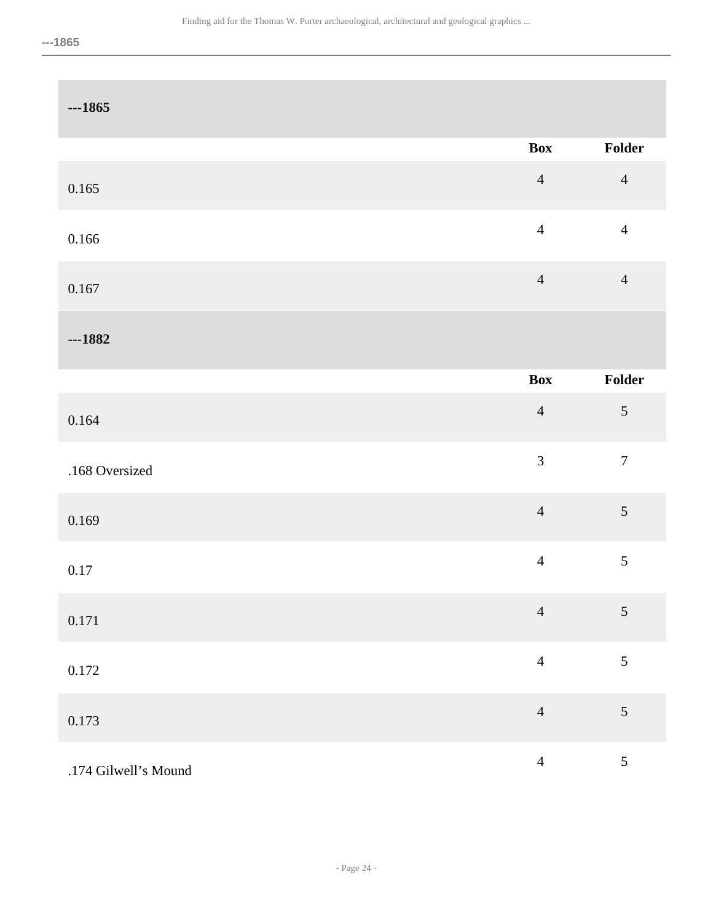### ---1865

| | Box | Folder |
|---|---|---|
| 0.165 | 4 | 4 |
| 0.166 | 4 | 4 |
| 0.167 | 4 | 4 |

### ---1882

| | Box | Folder |
|---|---|---|
| 0.164 | 4 | 5 |
| .168 Oversized | 3 | 7 |
| 0.169 | 4 | 5 |
| 0.17 | 4 | 5 |
| 0.171 | 4 | 5 |
| 0.172 | 4 | 5 |
| 0.173 | 4 | 5 |
| .174 Gilwell’s Mound | 4 | 5 |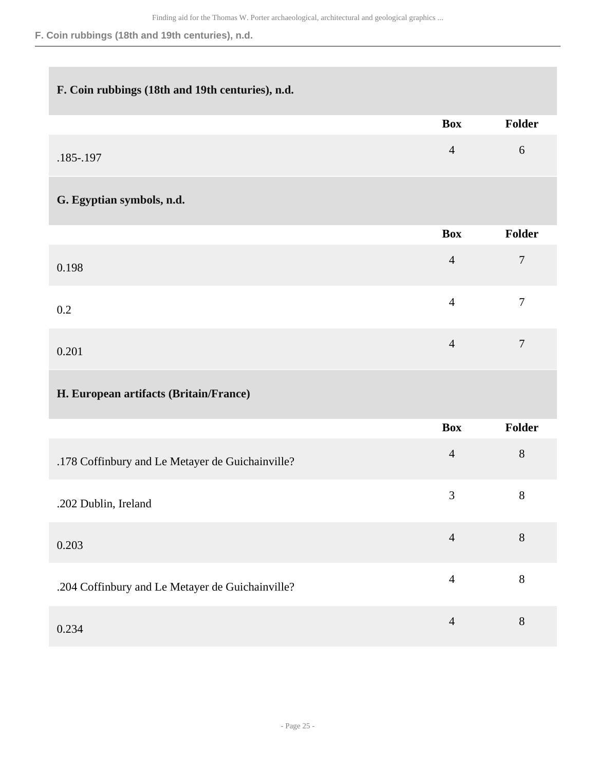## F. Coin rubbings (18th and 19th centuries), n.d.

| | Box | Folder |
|---|---|---|
| .185-.197 | 4 | 6 |

## G. Egyptian symbols, n.d.

| | Box | Folder |
|---|---|---|
| 0.198 | 4 | 7 |
| 0.2 | 4 | 7 |
| 0.201 | 4 | 7 |

## H. European artifacts (Britain/France)

| | Box | Folder |
|---|---|---|
| .178 Coffinbury and Le Metayer de Guichainville? | 4 | 8 |
| .202 Dublin, Ireland | 3 | 8 |
| 0.203 | 4 | 8 |
| .204 Coffinbury and Le Metayer de Guichainville? | 4 | 8 |
| 0.234 | 4 | 8 |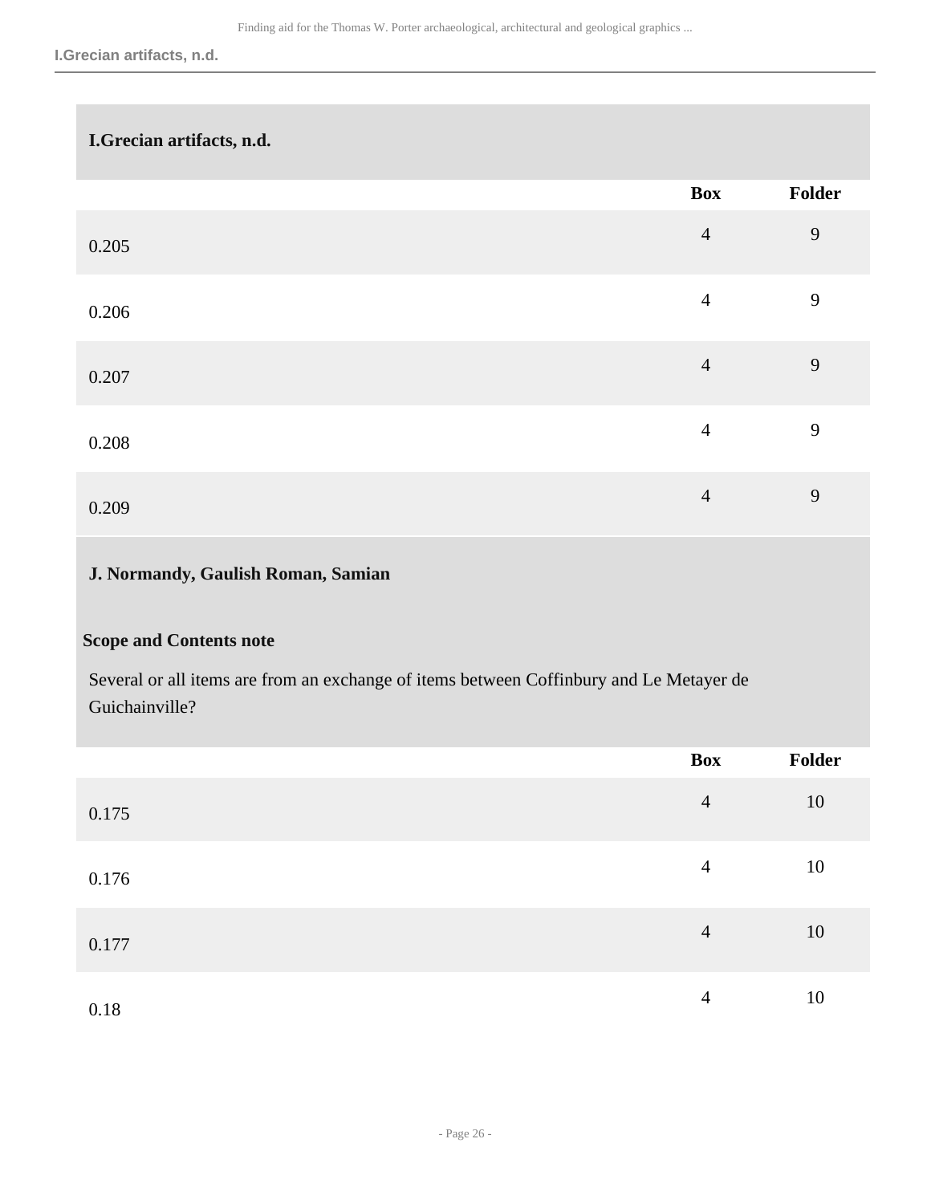### I.Grecian artifacts, n.d.

| | Box | Folder |
|---|---|---|
| 0.205 | 4 | 9 |
| 0.206 | 4 | 9 |
| 0.207 | 4 | 9 |
| 0.208 | 4 | 9 |
| 0.209 | 4 | 9 |

### J. Normandy, Gaulish Roman, Samian

**Scope and Contents note**

Several or all items are from an exchange of items between Coffinbury and Le Metayer de Guichainville?

| | Box | Folder |
|---|---|---|
| 0.175 | 4 | 10 |
| 0.176 | 4 | 10 |
| 0.177 | 4 | 10 |
| 0.18 | 4 | 10 |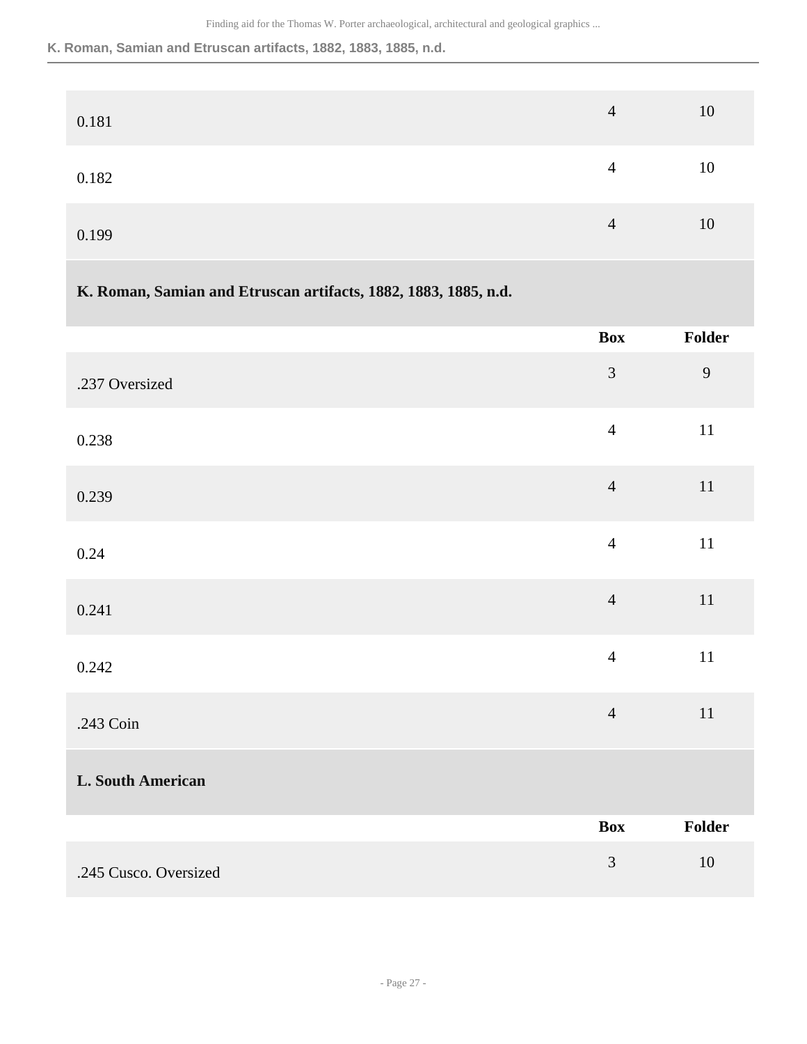| | Box | Folder |
|---|---|---|
| 0.181 | 4 | 10 |
| 0.182 | 4 | 10 |
| 0.199 | 4 | 10 |

## K. Roman, Samian and Etruscan artifacts, 1882, 1883, 1885, n.d.

| | Box | Folder |
|---|---|---|
| .237 Oversized | 3 | 9 |
| 0.238 | 4 | 11 |
| 0.239 | 4 | 11 |
| 0.24 | 4 | 11 |
| 0.241 | 4 | 11 |
| 0.242 | 4 | 11 |
| .243 Coin | 4 | 11 |

## L. South American

| | Box | Folder |
|---|---|---|
| .245 Cusco. Oversized | 3 | 10 |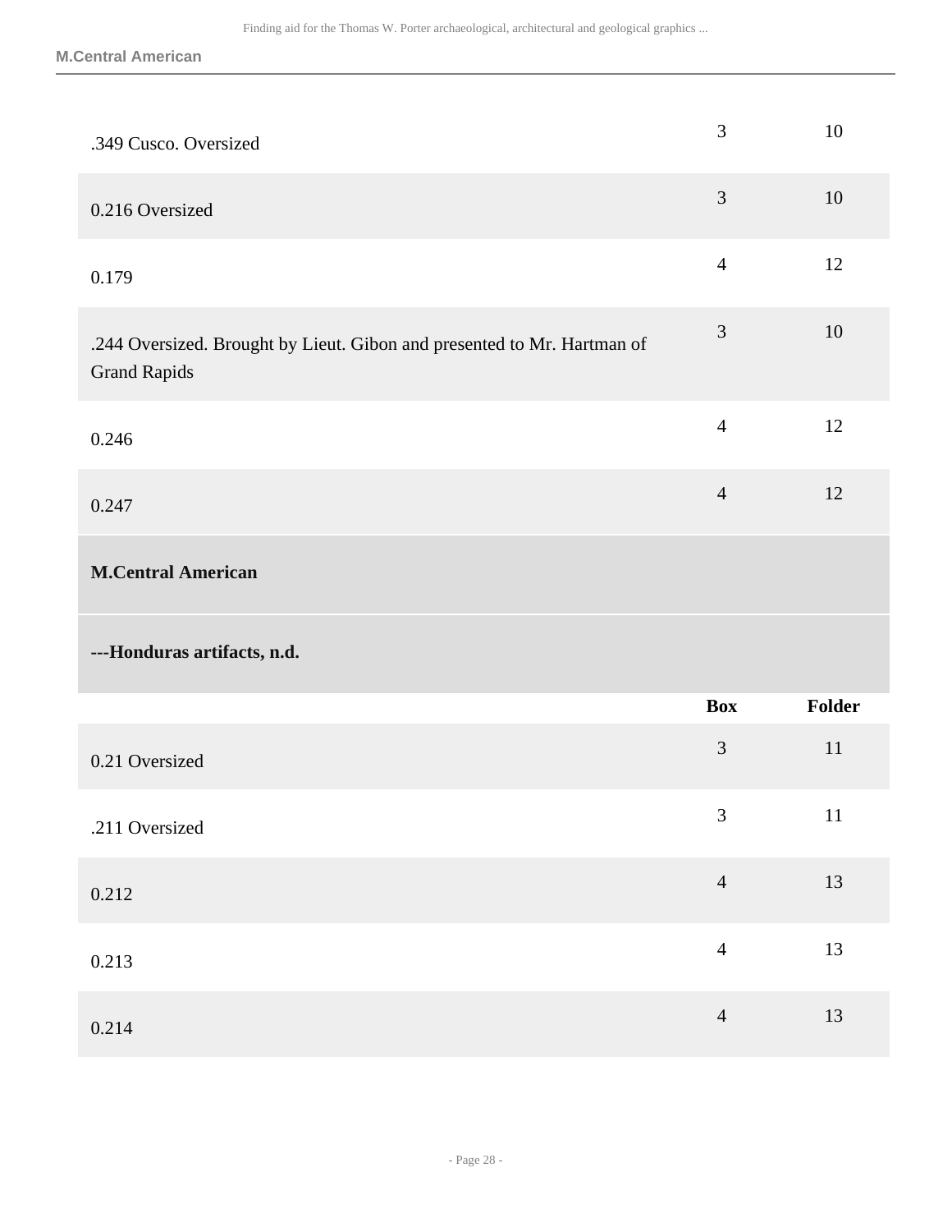| | Box | Folder |
|---|---|---|
| .349 Cusco. Oversized | 3 | 10 |
| 0.216 Oversized | 3 | 10 |
| 0.179 | 4 | 12 |
| .244 Oversized. Brought by Lieut. Gibon and presented to Mr. Hartman of Grand Rapids | 3 | 10 |
| 0.246 | 4 | 12 |
| 0.247 | 4 | 12 |

**M.Central American**

**---Honduras artifacts, n.d.**

| | Box | Folder |
|---|---|---|
| 0.21 Oversized | 3 | 11 |
| .211 Oversized | 3 | 11 |
| 0.212 | 4 | 13 |
| 0.213 | 4 | 13 |
| 0.214 | 4 | 13 |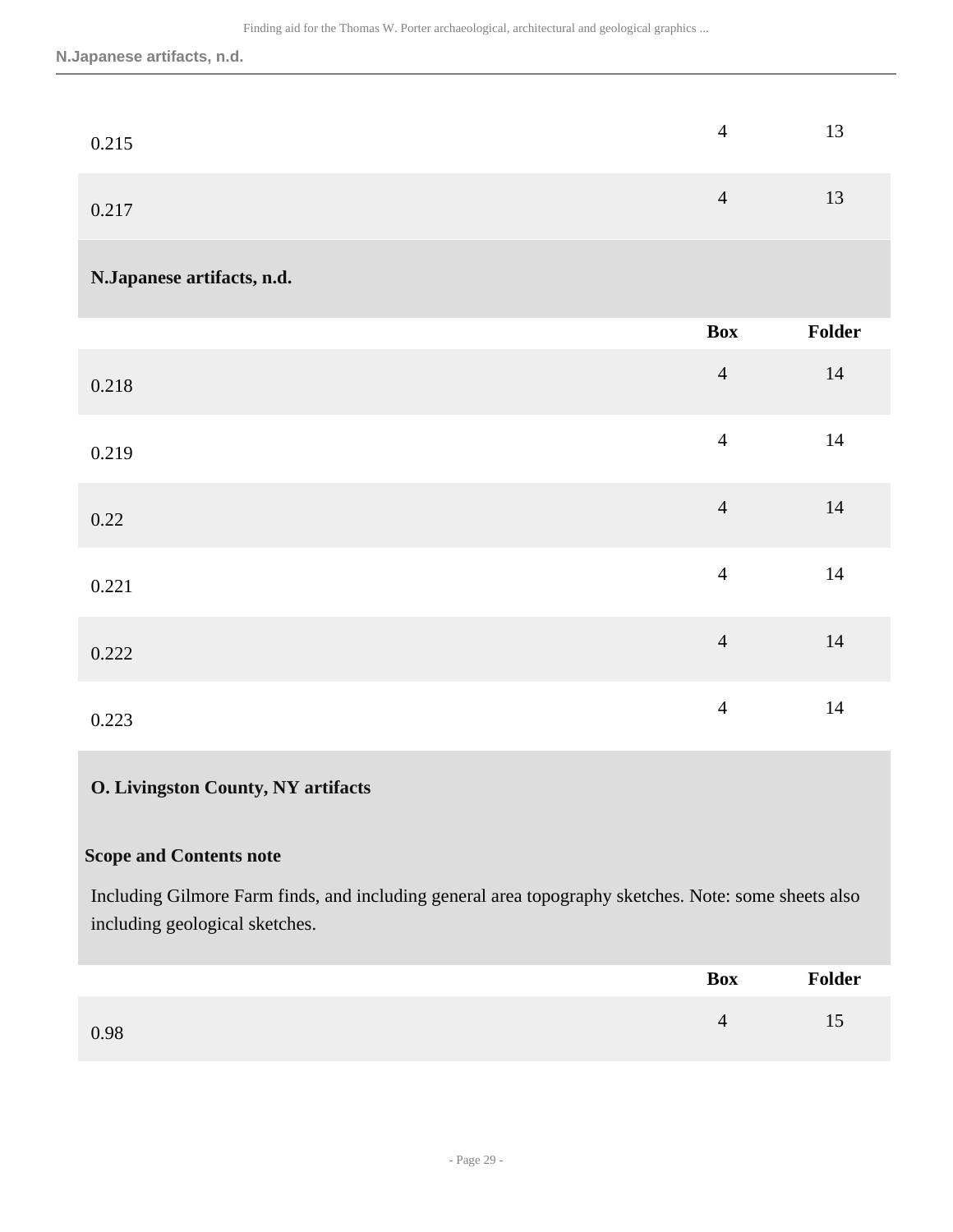| | Box | Folder |
|---|---|---|
| 0.215 | 4 | 13 |
| 0.217 | 4 | 13 |

### N.Japanese artifacts, n.d.

| | Box | Folder |
|---|---|---|
| 0.218 | 4 | 14 |
| 0.219 | 4 | 14 |
| 0.22 | 4 | 14 |
| 0.221 | 4 | 14 |
| 0.222 | 4 | 14 |
| 0.223 | 4 | 14 |

### O. Livingston County, NY artifacts

**Scope and Contents note**

Including Gilmore Farm finds, and including general area topography sketches. Note: some sheets also including geological sketches.

| | Box | Folder |
|---|---|---|
| 0.98 | 4 | 15 |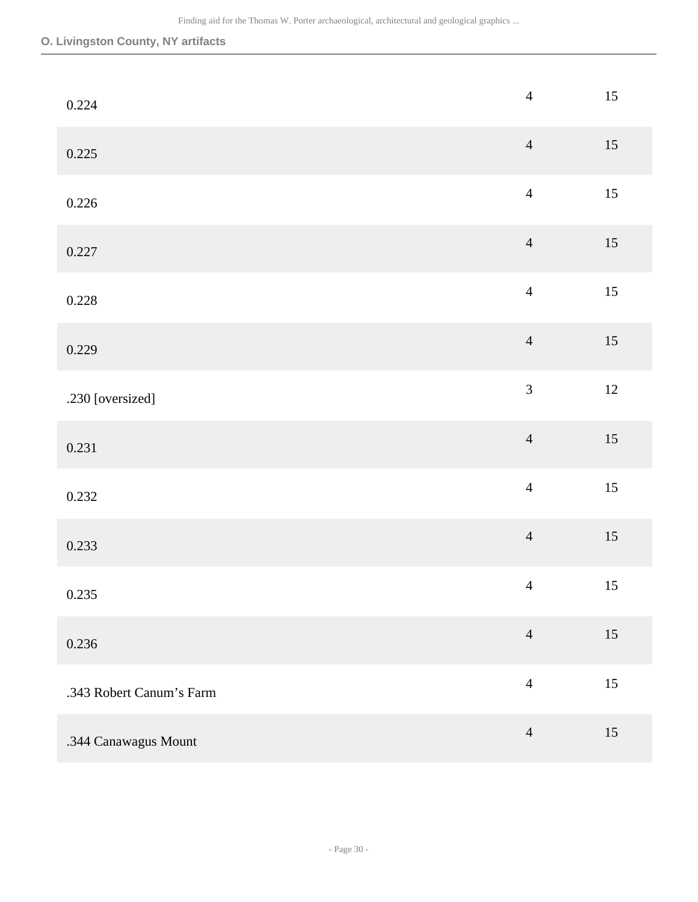| | | |
|---|---|---|
| 0.224 | 4 | 15 |
| 0.225 | 4 | 15 |
| 0.226 | 4 | 15 |
| 0.227 | 4 | 15 |
| 0.228 | 4 | 15 |
| 0.229 | 4 | 15 |
| .230 [oversized] | 3 | 12 |
| 0.231 | 4 | 15 |
| 0.232 | 4 | 15 |
| 0.233 | 4 | 15 |
| 0.235 | 4 | 15 |
| 0.236 | 4 | 15 |
| .343 Robert Canum’s Farm | 4 | 15 |
| .344 Canawagus Mount | 4 | 15 |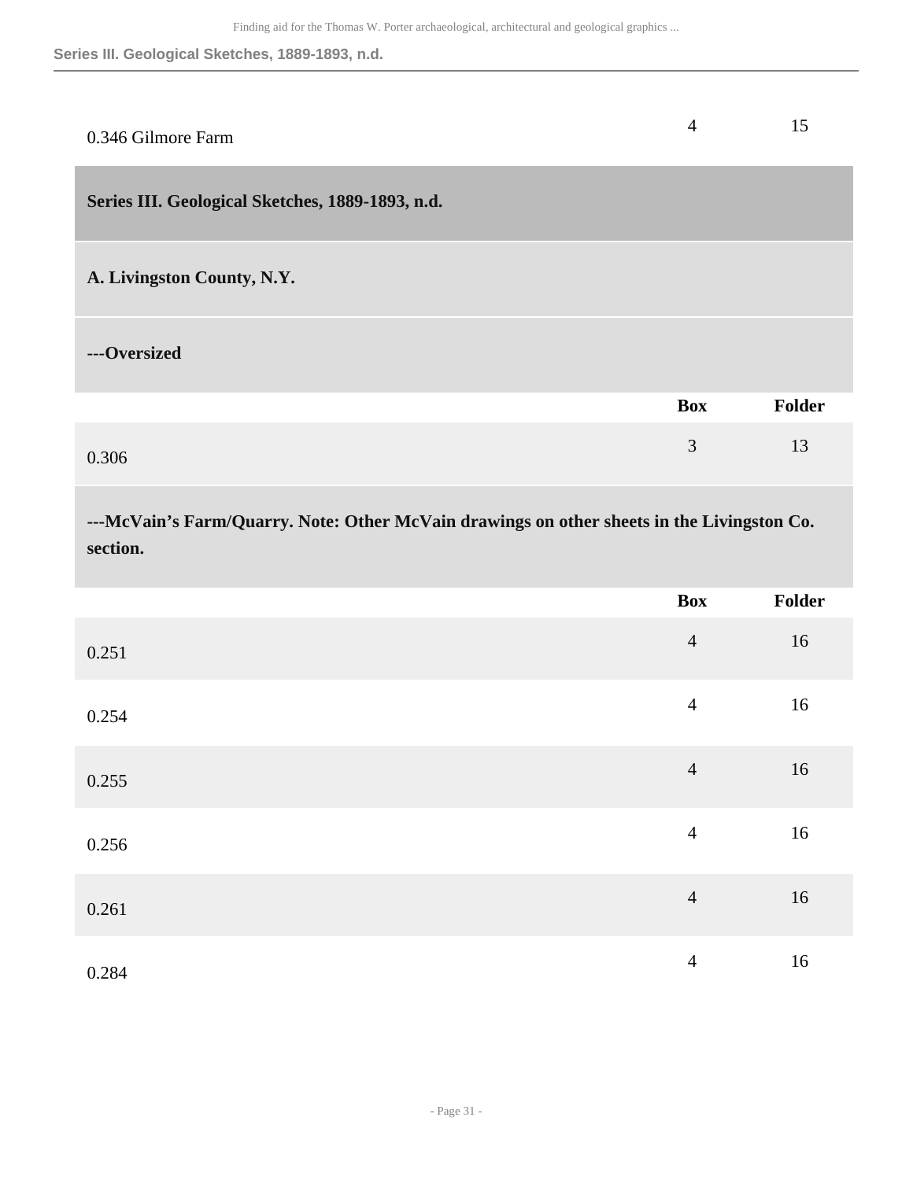| | | |
|---|---|---|
| 0.346 Gilmore Farm | 4 | 15 |

## Series III. Geological Sketches, 1889-1893, n.d.

### A. Livingston County, N.Y.

#### ---Oversized

| | Box | Folder |
|---|---|---|
| 0.306 | 3 | 13 |

#### ---McVain's Farm/Quarry. Note: Other McVain drawings on other sheets in the Livingston Co. section.

| | Box | Folder |
|---|---|---|
| 0.251 | 4 | 16 |
| 0.254 | 4 | 16 |
| 0.255 | 4 | 16 |
| 0.256 | 4 | 16 |
| 0.261 | 4 | 16 |
| 0.284 | 4 | 16 |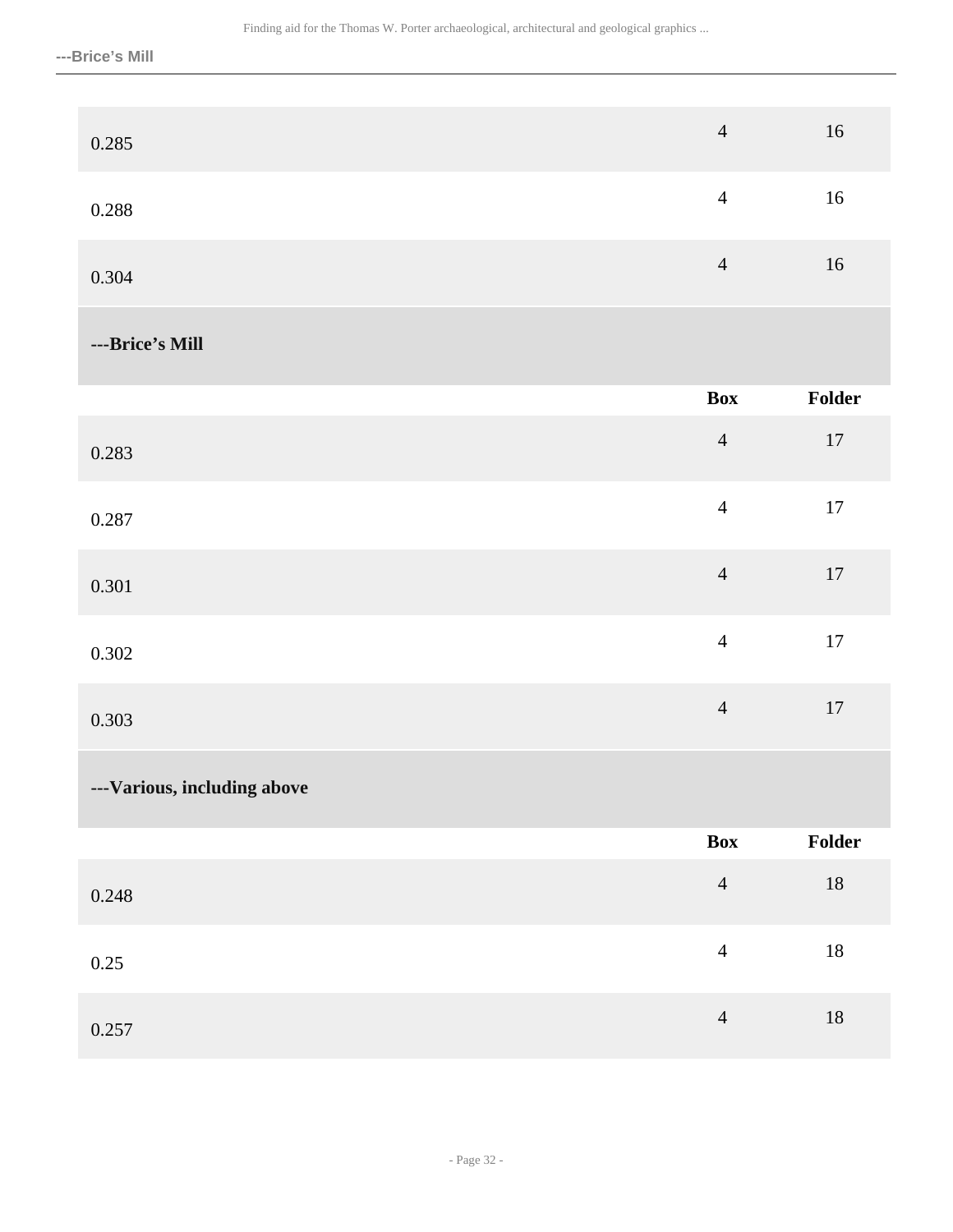| | Box | Folder |
|---|---|---|
| 0.285 | 4 | 16 |
| 0.288 | 4 | 16 |
| 0.304 | 4 | 16 |

### ---Brice’s Mill

| | Box | Folder |
|---|---|---|
| 0.283 | 4 | 17 |
| 0.287 | 4 | 17 |
| 0.301 | 4 | 17 |
| 0.302 | 4 | 17 |
| 0.303 | 4 | 17 |

### ---Various, including above

| | Box | Folder |
|---|---|---|
| 0.248 | 4 | 18 |
| 0.25 | 4 | 18 |
| 0.257 | 4 | 18 |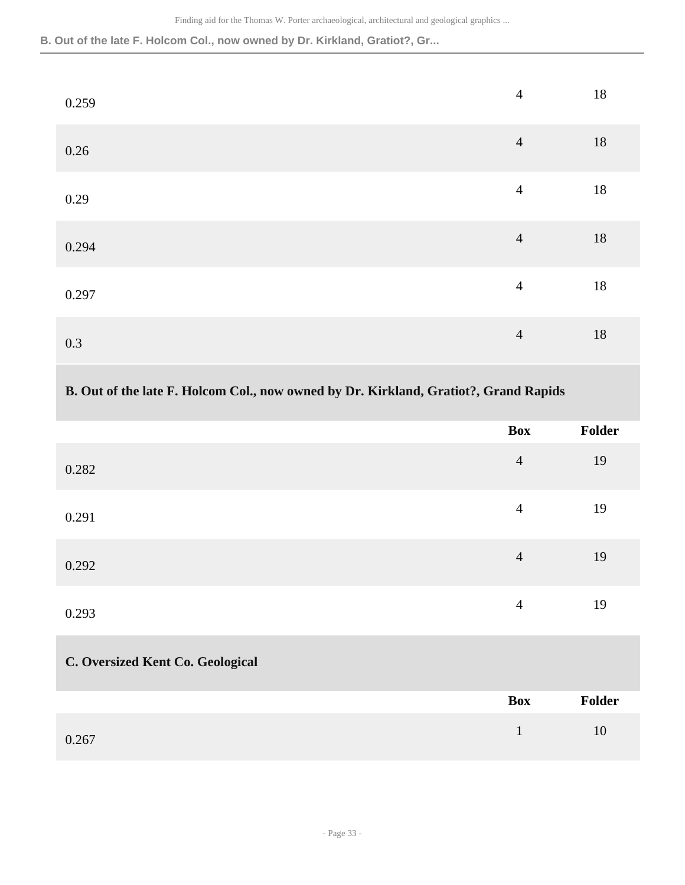| | Box | Folder |
|---|---|---|
| 0.259 | 4 | 18 |
| 0.26 | 4 | 18 |
| 0.29 | 4 | 18 |
| 0.294 | 4 | 18 |
| 0.297 | 4 | 18 |
| 0.3 | 4 | 18 |

### B. Out of the late F. Holcom Col., now owned by Dr. Kirkland, Gratiot?, Grand Rapids

| | Box | Folder |
|---|---|---|
| 0.282 | 4 | 19 |
| 0.291 | 4 | 19 |
| 0.292 | 4 | 19 |
| 0.293 | 4 | 19 |

### C. Oversized Kent Co. Geological

| | Box | Folder |
|---|---|---|
| 0.267 | 1 | 10 |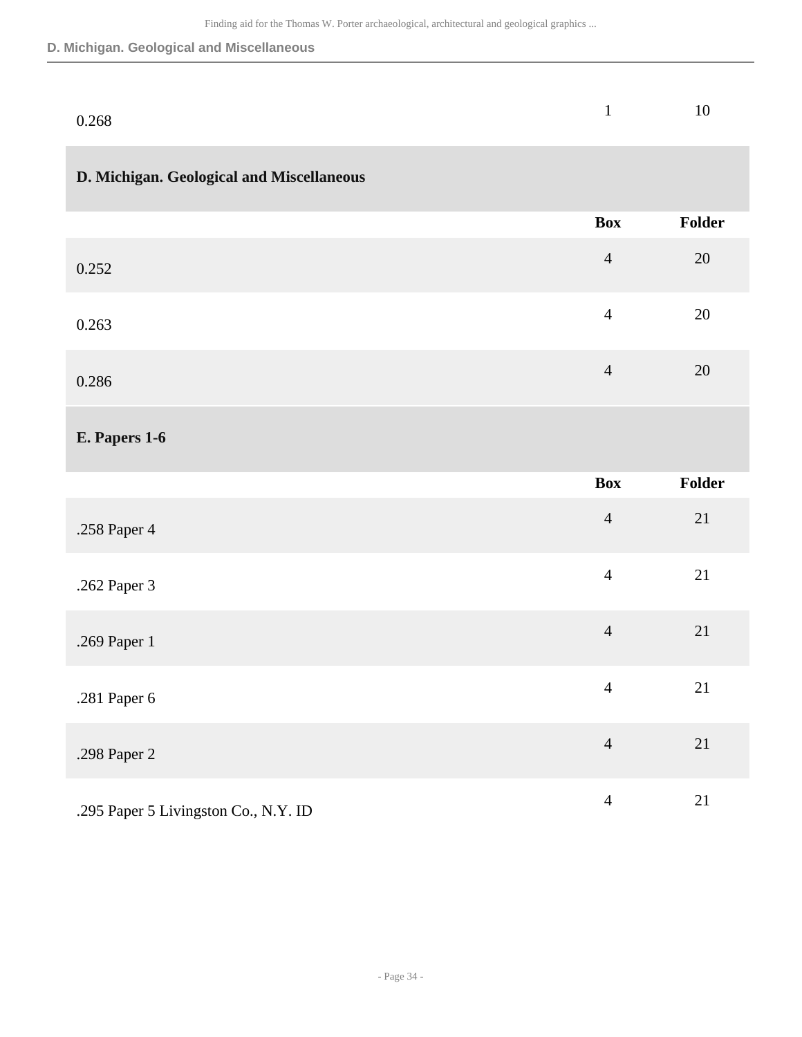| | Box | Folder |
|---|---|---|
| 0.268 | 1 | 10 |

## D. Michigan. Geological and Miscellaneous

| | Box | Folder |
|---|---|---|
| 0.252 | 4 | 20 |
| 0.263 | 4 | 20 |
| 0.286 | 4 | 20 |

## E. Papers 1-6

| | Box | Folder |
|---|---|---|
| .258 Paper 4 | 4 | 21 |
| .262 Paper 3 | 4 | 21 |
| .269 Paper 1 | 4 | 21 |
| .281 Paper 6 | 4 | 21 |
| .298 Paper 2 | 4 | 21 |
| .295 Paper 5 Livingston Co., N.Y. ID | 4 | 21 |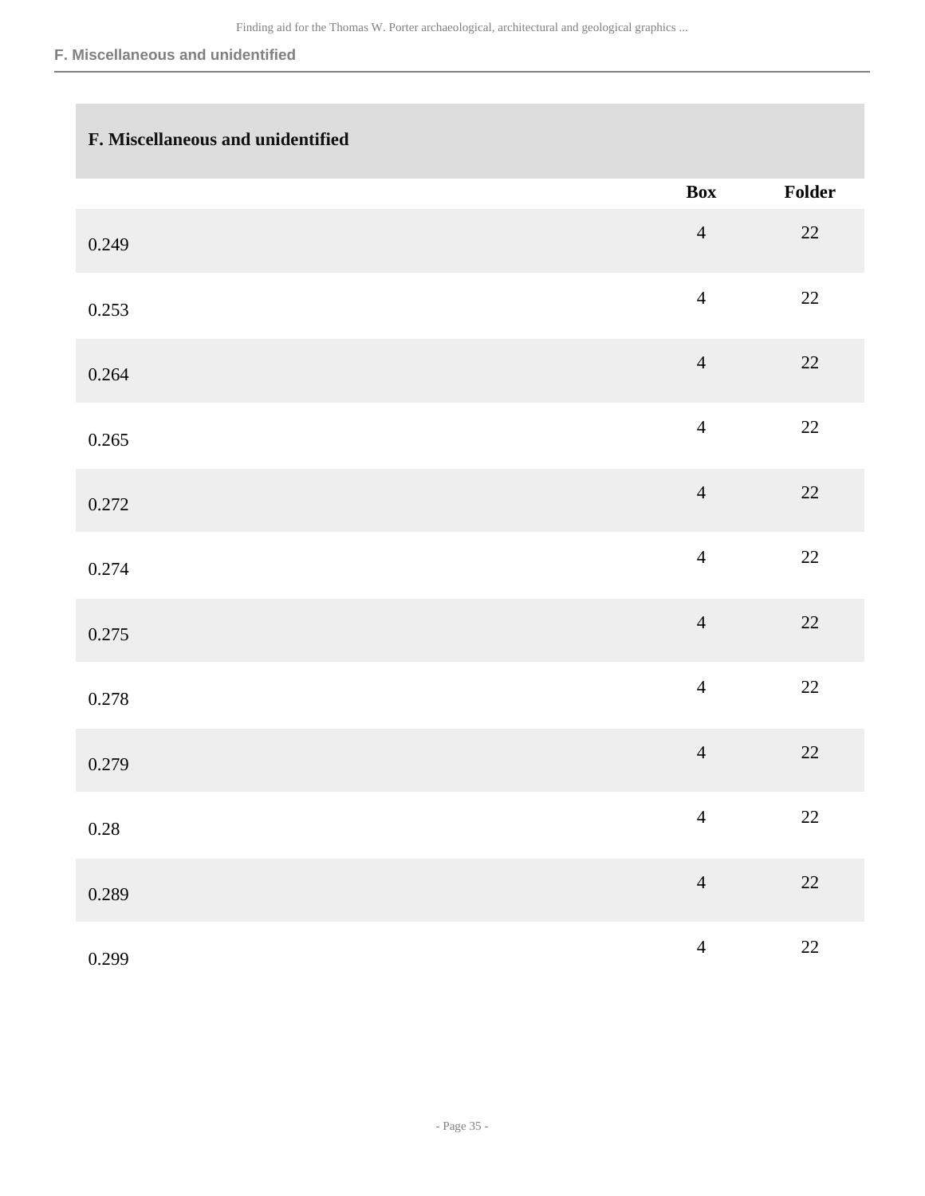## F. Miscellaneous and unidentified

| | Box | Folder |
|---|---|---|
| 0.249 | 4 | 22 |
| 0.253 | 4 | 22 |
| 0.264 | 4 | 22 |
| 0.265 | 4 | 22 |
| 0.272 | 4 | 22 |
| 0.274 | 4 | 22 |
| 0.275 | 4 | 22 |
| 0.278 | 4 | 22 |
| 0.279 | 4 | 22 |
| 0.28 | 4 | 22 |
| 0.289 | 4 | 22 |
| 0.299 | 4 | 22 |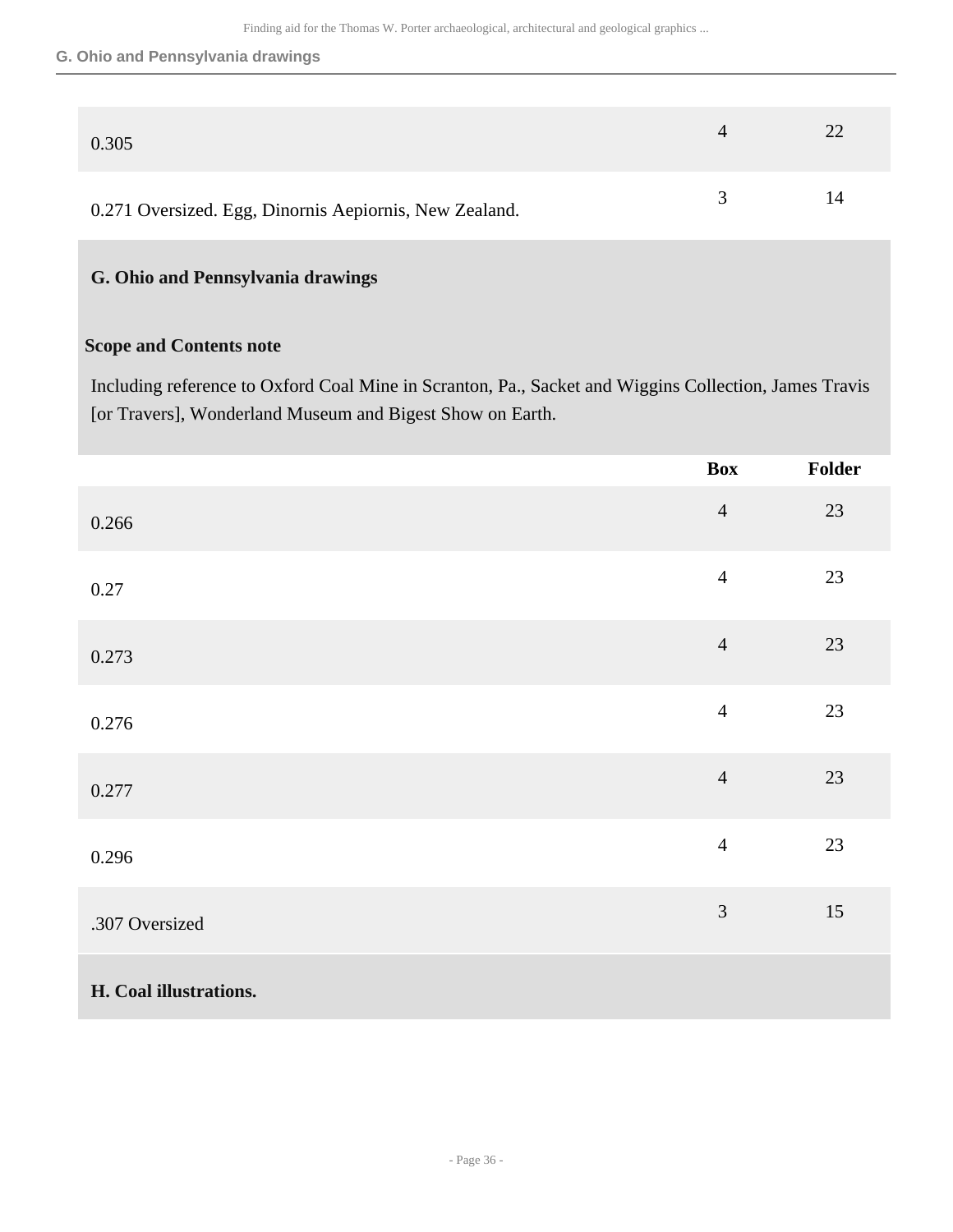| | Box | Folder |
|---|---|---|
| 0.305 | 4 | 22 |
| 0.271 Oversized. Egg, Dinornis Aepiornis, New Zealand. | 3 | 14 |

## G. Ohio and Pennsylvania drawings

**Scope and Contents note**

Including reference to Oxford Coal Mine in Scranton, Pa., Sacket and Wiggins Collection, James Travis [or Travers], Wonderland Museum and Bigest Show on Earth.

| | Box | Folder |
|---|---|---|
| 0.266 | 4 | 23 |
| 0.27 | 4 | 23 |
| 0.273 | 4 | 23 |
| 0.276 | 4 | 23 |
| 0.277 | 4 | 23 |
| 0.296 | 4 | 23 |
| .307 Oversized | 3 | 15 |

## H. Coal illustrations.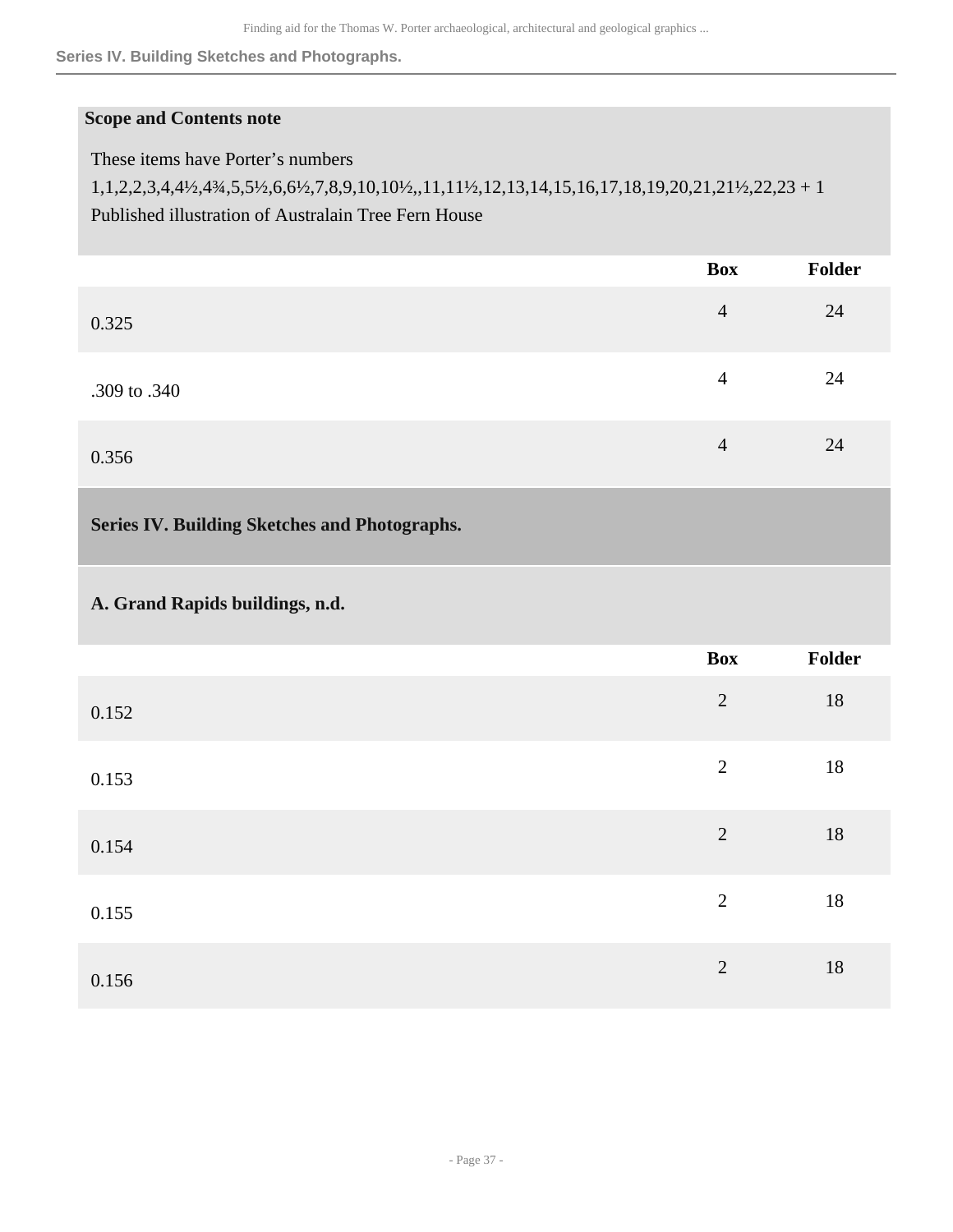**Scope and Contents note**

These items have Porter's numbers 1,1,2,2,3,4,4½,4¾,5,5½,6,6½,7,8,9,10,10½,,11,11½,12,13,14,15,16,17,18,19,20,21,21½,22,23 + 1 Published illustration of Australain Tree Fern House

| | Box | Folder |
|---|---|---|
| 0.325 | 4 | 24 |
| .309 to .340 | 4 | 24 |
| 0.356 | 4 | 24 |

## Series IV. Building Sketches and Photographs.

### A. Grand Rapids buildings, n.d.

| | Box | Folder |
|---|---|---|
| 0.152 | 2 | 18 |
| 0.153 | 2 | 18 |
| 0.154 | 2 | 18 |
| 0.155 | 2 | 18 |
| 0.156 | 2 | 18 |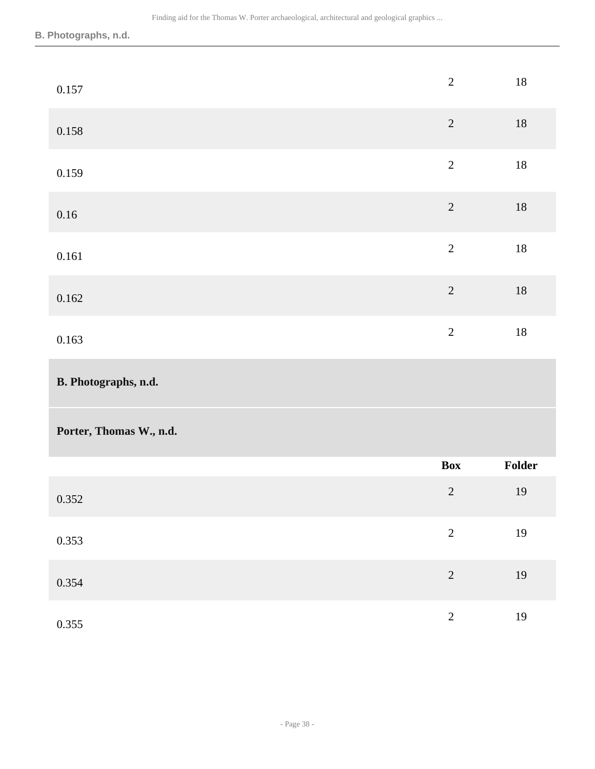| | Box | Folder |
|---|---|---|
| 0.157 | 2 | 18 |
| 0.158 | 2 | 18 |
| 0.159 | 2 | 18 |
| 0.16 | 2 | 18 |
| 0.161 | 2 | 18 |
| 0.162 | 2 | 18 |
| 0.163 | 2 | 18 |

### B. Photographs, n.d.

#### Porter, Thomas W., n.d.

| | Box | Folder |
|---|---|---|
| 0.352 | 2 | 19 |
| 0.353 | 2 | 19 |
| 0.354 | 2 | 19 |
| 0.355 | 2 | 19 |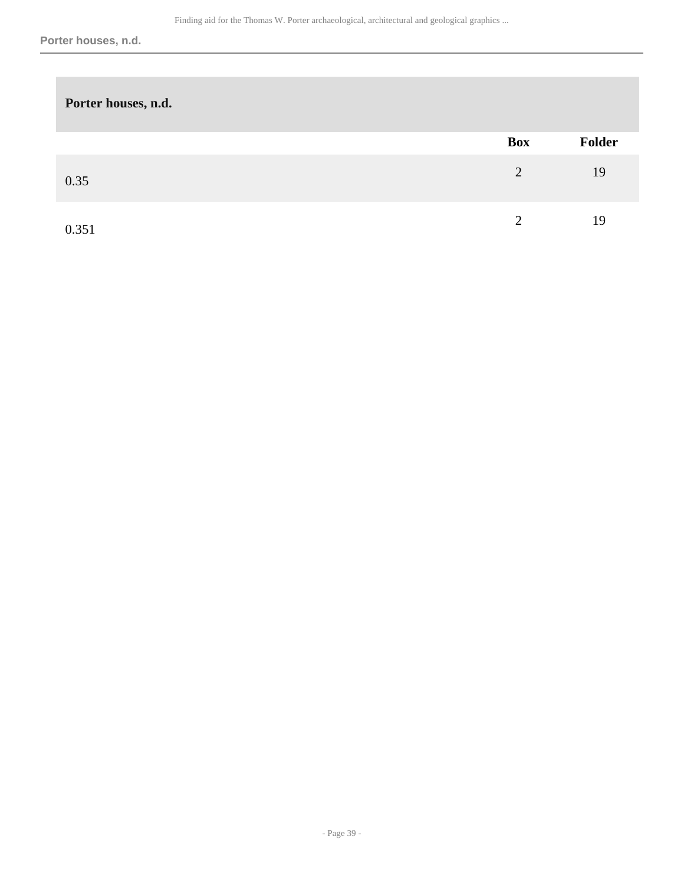## Porter houses, n.d.

| | Box | Folder |
|---|---|---|
| 0.35 | 2 | 19 |
| 0.351 | 2 | 19 |